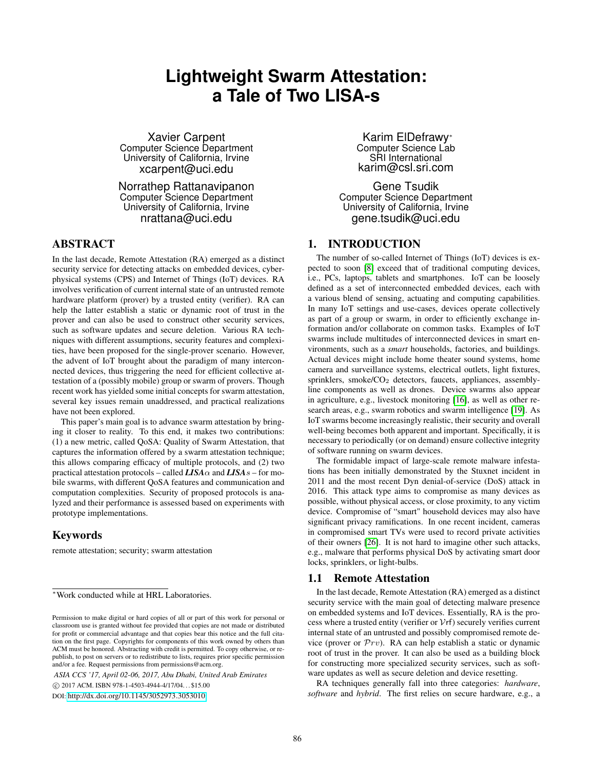# Lightweight Swarm Attestation: a Tale of Two LISA-s

Xavier Carpent
Computer Science Department
University of California, Irvine
xcarpent@uci.edu

Karim ElDefrawy*
Computer Science Lab
SRI International
karim@csl.sri.com

Norrathep Rattanavipanon
Computer Science Department
University of California, Irvine
nrattana@uci.edu

Gene Tsudik
Computer Science Department
University of California, Irvine
gene.tsudik@uci.edu

## ABSTRACT

In the last decade, Remote Attestation (RA) emerged as a distinct security service for detecting attacks on embedded devices, cyber-physical systems (CPS) and Internet of Things (IoT) devices. RA involves verification of current internal state of an untrusted remote hardware platform (prover) by a trusted entity (verifier). RA can help the latter establish a static or dynamic root of trust in the prover and can also be used to construct other security services, such as software updates and secure deletion. Various RA techniques with different assumptions, security features and complexities, have been proposed for the single-prover scenario. However, the advent of IoT brought about the paradigm of many interconnected devices, thus triggering the need for efficient collective attestation of a (possibly mobile) group or swarm of provers. Though recent work has yielded some initial concepts for swarm attestation, several key issues remain unaddressed, and practical realizations have not been explored.

This paper's main goal is to advance swarm attestation by bringing it closer to reality. To this end, it makes two contributions: (1) a new metric, called QoSA: Quality of Swarm Attestation, that captures the information offered by a swarm attestation technique; this allows comparing efficacy of multiple protocols, and (2) two practical attestation protocols – called ***LISA***$\alpha$ and ***LISA***$s$ – for mobile swarms, with different QoSA features and communication and computation complexities. Security of proposed protocols is analyzed and their performance is assessed based on experiments with prototype implementations.

### Keywords

remote attestation; security; swarm attestation

*Work conducted while at HRL Laboratories.

Permission to make digital or hard copies of all or part of this work for personal or classroom use is granted without fee provided that copies are not made or distributed for profit or commercial advantage and that copies bear this notice and the full citation on the first page. Copyrights for components of this work owned by others than ACM must be honored. Abstracting with credit is permitted. To copy otherwise, or republish, to post on servers or to redistribute to lists, requires prior specific permission and/or a fee. Request permissions from permissions@acm.org.

*ASIA CCS '17, April 02-06, 2017, Abu Dhabi, United Arab Emirates*
© 2017 ACM. ISBN 978-1-4503-4944-4/17/04...$15.00
DOI: http://dx.doi.org/10.1145/3052973.3053010

## 1. INTRODUCTION

The number of so-called Internet of Things (IoT) devices is expected to soon [8] exceed that of traditional computing devices, i.e., PCs, laptops, tablets and smartphones. IoT can be loosely defined as a set of interconnected embedded devices, each with a various blend of sensing, actuating and computing capabilities. In many IoT settings and use-cases, devices operate collectively as part of a group or swarm, in order to efficiently exchange information and/or collaborate on common tasks. Examples of IoT swarms include multitudes of interconnected devices in smart environments, such as a *smart* households, factories, and buildings. Actual devices might include home theater sound systems, home camera and surveillance systems, electrical outlets, light fixtures, sprinklers, smoke/$CO_2$ detectors, faucets, appliances, assembly-line components as well as drones. Device swarms also appear in agriculture, e.g., livestock monitoring [16], as well as other research areas, e.g., swarm robotics and swarm intelligence [19]. As IoT swarms become increasingly realistic, their security and overall well-being becomes both apparent and important. Specifically, it is necessary to periodically (or on demand) ensure collective integrity of software running on swarm devices.

The formidable impact of large-scale remote malware infestations has been initially demonstrated by the Stuxnet incident in 2011 and the most recent Dyn denial-of-service (DoS) attack in 2016. This attack type aims to compromise as many devices as possible, without physical access, or close proximity, to any victim device. Compromise of "smart" household devices may also have significant privacy ramifications. In one recent incident, cameras in compromised smart TVs were used to record private activities of their owners [26]. It is not hard to imagine other such attacks, e.g., malware that performs physical DoS by activating smart door locks, sprinklers, or light-bulbs.

### 1.1 Remote Attestation

In the last decade, Remote Attestation (RA) emerged as a distinct security service with the main goal of detecting malware presence on embedded systems and IoT devices. Essentially, RA is the process where a trusted entity (verifier or $\mathcal{V}\mathsf{rf}$) securely verifies current internal state of an untrusted and possibly compromised remote device (prover or $\mathcal{P}rv$). RA can help establish a static or dynamic root of trust in the prover. It can also be used as a building block for constructing more specialized security services, such as software updates as well as secure deletion and device resetting.

RA techniques generally fall into three categories: *hardware*, *software* and *hybrid*. The first relies on secure hardware, e.g., a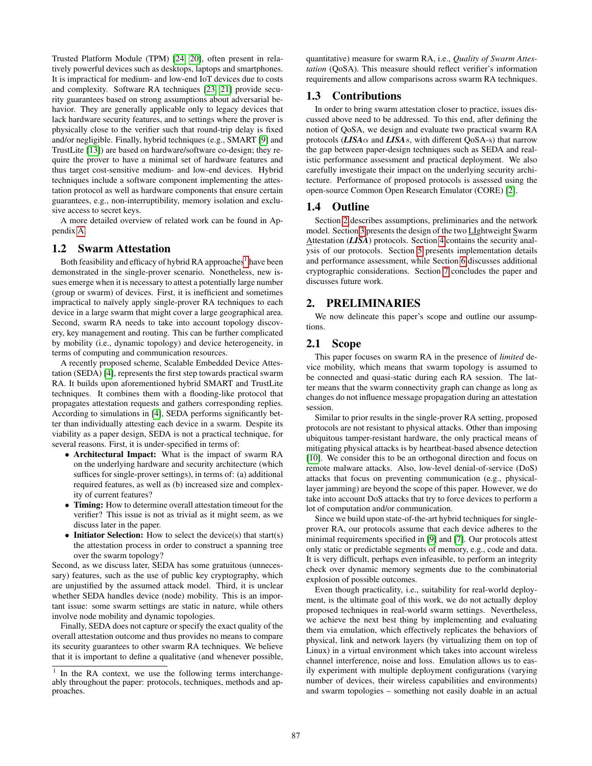Trusted Platform Module (TPM) [24, 20], often present in relatively powerful devices such as desktops, laptops and smartphones. It is impractical for medium- and low-end IoT devices due to costs and complexity. Software RA techniques [23, 21] provide security guarantees based on strong assumptions about adversarial behavior. They are generally applicable only to legacy devices that lack hardware security features, and to settings where the prover is physically close to the verifier such that round-trip delay is fixed and/or negligible. Finally, hybrid techniques (e.g., SMART [9] and TrustLite [13]) are based on hardware/software co-design; they require the prover to have a minimal set of hardware features and thus target cost-sensitive medium- and low-end devices. Hybrid techniques include a software component implementing the attestation protocol as well as hardware components that ensure certain guarantees, e.g., non-interruptibility, memory isolation and exclusive access to secret keys.

A more detailed overview of related work can be found in Appendix A.

## 1.2 Swarm Attestation

Both feasibility and efficacy of hybrid RA approaches[1] have been demonstrated in the single-prover scenario. Nonetheless, new issues emerge when it is necessary to attest a potentially large number (group or swarm) of devices. First, it is inefficient and sometimes impractical to naïvely apply single-prover RA techniques to each device in a large swarm that might cover a large geographical area. Second, swarm RA needs to take into account topology discovery, key management and routing. This can be further complicated by mobility (i.e., dynamic topology) and device heterogeneity, in terms of computing and communication resources.

A recently proposed scheme, Scalable Embedded Device Attestation (SEDA) [4], represents the first step towards practical swarm RA. It builds upon aforementioned hybrid SMART and TrustLite techniques. It combines them with a flooding-like protocol that propagates attestation requests and gathers corresponding replies. According to simulations in [4], SEDA performs significantly better than individually attesting each device in a swarm. Despite its viability as a paper design, SEDA is not a practical technique, for several reasons. First, it is under-specified in terms of:

- **Architectural Impact:** What is the impact of swarm RA on the underlying hardware and security architecture (which suffices for single-prover settings), in terms of: (a) additional required features, as well as (b) increased size and complexity of current features?
- **Timing:** How to determine overall attestation timeout for the verifier? This issue is not as trivial as it might seem, as we discuss later in the paper.
- **Initiator Selection:** How to select the device(s) that start(s) the attestation process in order to construct a spanning tree over the swarm topology?

Second, as we discuss later, SEDA has some gratuitous (unnecessary) features, such as the use of public key cryptography, which are unjustified by the assumed attack model. Third, it is unclear whether SEDA handles device (node) mobility. This is an important issue: some swarm settings are static in nature, while others involve node mobility and dynamic topologies.

Finally, SEDA does not capture or specify the exact quality of the overall attestation outcome and thus provides no means to compare its security guarantees to other swarm RA techniques. We believe that it is important to define a qualitative (and whenever possible, quantitative) measure for swarm RA, i.e., *Quality of Swarm Attestation* (QoSA). This measure should reflect verifier's information requirements and allow comparisons across swarm RA techniques.

[1] In the RA context, we use the following terms interchangeably throughout the paper: protocols, techniques, methods and approaches.

## 1.3 Contributions

In order to bring swarm attestation closer to practice, issues discussed above need to be addressed. To this end, after defining the notion of QoSA, we design and evaluate two practical swarm RA protocols (***LISA***$\alpha$ and ***LISA***$s$, with different QoSA-s) that narrow the gap between paper-design techniques such as SEDA and realistic performance assessment and practical deployment. We also carefully investigate their impact on the underlying security architecture. Performance of proposed protocols is assessed using the open-source Common Open Research Emulator (CORE) [2].

## 1.4 Outline

Section 2 describes assumptions, preliminaries and the network model. Section 3 presents the design of the two LIghtweight Swarm Attestation (***LISA***) protocols. Section 4 contains the security analysis of our protocols. Section 5 presents implementation details and performance assessment, while Section 6 discusses additional cryptographic considerations. Section 7 concludes the paper and discusses future work.

# 2. PRELIMINARIES

We now delineate this paper's scope and outline our assumptions.

## 2.1 Scope

This paper focuses on swarm RA in the presence of *limited* device mobility, which means that swarm topology is assumed to be connected and quasi-static during each RA session. The latter means that the swarm connectivity graph can change as long as changes do not influence message propagation during an attestation session.

Similar to prior results in the single-prover RA setting, proposed protocols are not resistant to physical attacks. Other than imposing ubiquitous tamper-resistant hardware, the only practical means of mitigating physical attacks is by heartbeat-based absence detection [10]. We consider this to be an orthogonal direction and focus on remote malware attacks. Also, low-level denial-of-service (DoS) attacks that focus on preventing communication (e.g., physical-layer jamming) are beyond the scope of this paper. However, we do take into account DoS attacks that try to force devices to perform a lot of computation and/or communication.

Since we build upon state-of-the-art hybrid techniques for single-prover RA, our protocols assume that each device adheres to the minimal requirements specified in [9] and [7]. Our protocols attest only static or predictable segments of memory, e.g., code and data. It is very difficult, perhaps even infeasible, to perform an integrity check over dynamic memory segments due to the combinatorial explosion of possible outcomes.

Even though practicality, i.e., suitability for real-world deployment, is the ultimate goal of this work, we do not actually deploy proposed techniques in real-world swarm settings. Nevertheless, we achieve the next best thing by implementing and evaluating them via emulation, which effectively replicates the behaviors of physical, link and network layers (by virtualizing them on top of Linux) in a virtual environment which takes into account wireless channel interference, noise and loss. Emulation allows us to easily experiment with multiple deployment configurations (varying number of devices, their wireless capabilities and environments) and swarm topologies – something not easily doable in an actual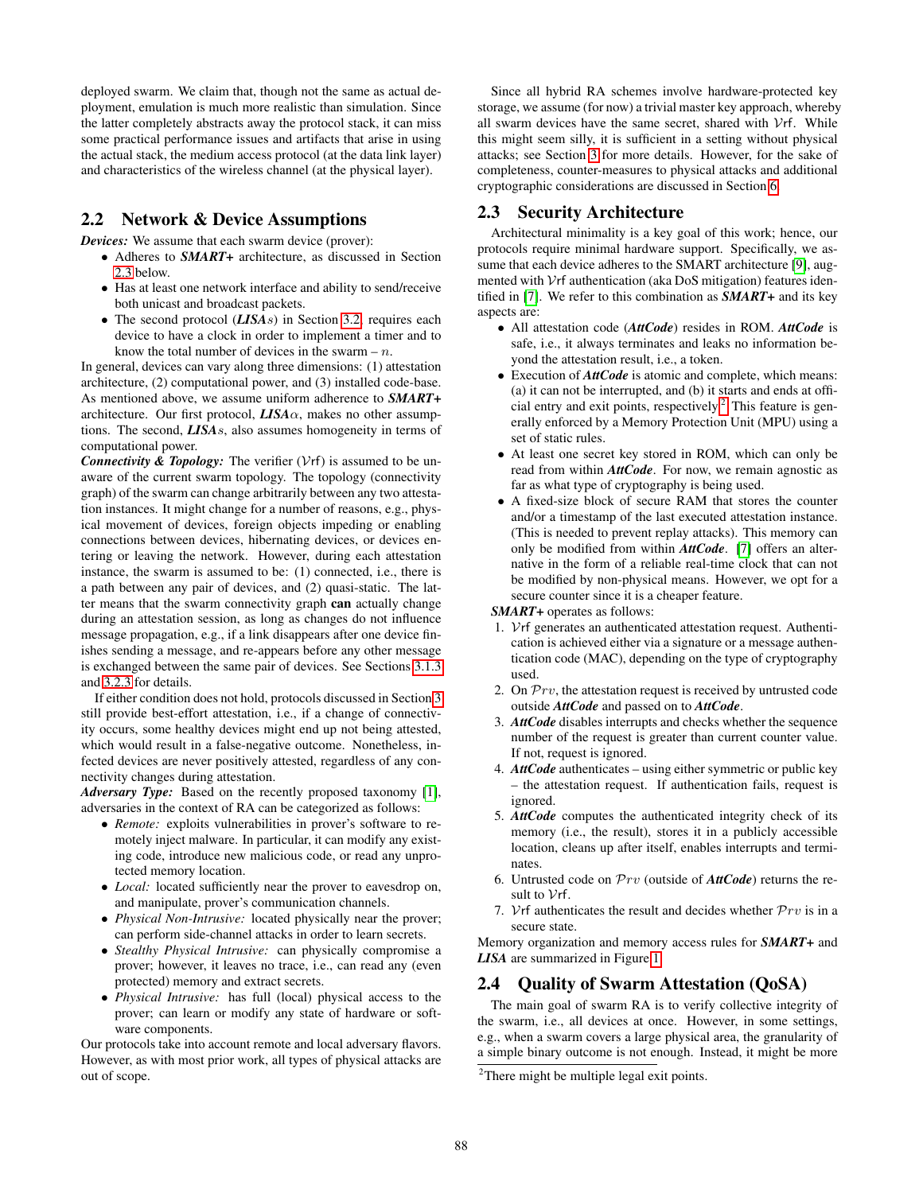deployed swarm. We claim that, though not the same as actual deployment, emulation is much more realistic than simulation. Since the latter completely abstracts away the protocol stack, it can miss some practical performance issues and artifacts that arise in using the actual stack, the medium access protocol (at the data link layer) and characteristics of the wireless channel (at the physical layer).

## 2.2 Network & Device Assumptions

***Devices:*** We assume that each swarm device (prover):

- Adheres to ***SMART+*** architecture, as discussed in Section 2.3 below.
- Has at least one network interface and ability to send/receive both unicast and broadcast packets.
- The second protocol (***LISA***$s$) in Section 3.2, requires each device to have a clock in order to implement a timer and to know the total number of devices in the swarm – $n$.

In general, devices can vary along three dimensions: (1) attestation architecture, (2) computational power, and (3) installed code-base. As mentioned above, we assume uniform adherence to ***SMART+*** architecture. Our first protocol, ***LISA***$\alpha$, makes no other assumptions. The second, ***LISA***$s$, also assumes homogeneity in terms of computational power.

***Connectivity & Topology:*** The verifier ($\mathcal{V}$rf) is assumed to be unaware of the current swarm topology. The topology (connectivity graph) of the swarm can change arbitrarily between any two attestation instances. It might change for a number of reasons, e.g., physical movement of devices, foreign objects impeding or enabling connections between devices, hibernating devices, or devices entering or leaving the network. However, during each attestation instance, the swarm is assumed to be: (1) connected, i.e., there is a path between any pair of devices, and (2) quasi-static. The latter means that the swarm connectivity graph **can** actually change during an attestation session, as long as changes do not influence message propagation, e.g., if a link disappears after one device finishes sending a message, and re-appears before any other message is exchanged between the same pair of devices. See Sections 3.1.3 and 3.2.3 for details.

If either condition does not hold, protocols discussed in Section 3 still provide best-effort attestation, i.e., if a change of connectivity occurs, some healthy devices might end up not being attested, which would result in a false-negative outcome. Nonetheless, infected devices are never positively attested, regardless of any connectivity changes during attestation.

***Adversary Type:*** Based on the recently proposed taxonomy [1], adversaries in the context of RA can be categorized as follows:

- *Remote:* exploits vulnerabilities in prover's software to remotely inject malware. In particular, it can modify any existing code, introduce new malicious code, or read any unprotected memory location.
- *Local:* located sufficiently near the prover to eavesdrop on, and manipulate, prover's communication channels.
- *Physical Non-Intrusive:* located physically near the prover; can perform side-channel attacks in order to learn secrets.
- *Stealthy Physical Intrusive:* can physically compromise a prover; however, it leaves no trace, i.e., can read any (even protected) memory and extract secrets.
- *Physical Intrusive:* has full (local) physical access to the prover; can learn or modify any state of hardware or software components.

Our protocols take into account remote and local adversary flavors. However, as with most prior work, all types of physical attacks are out of scope.

Since all hybrid RA schemes involve hardware-protected key storage, we assume (for now) a trivial master key approach, whereby all swarm devices have the same secret, shared with $\mathcal{V}$rf. While this might seem silly, it is sufficient in a setting without physical attacks; see Section 3 for more details. However, for the sake of completeness, counter-measures to physical attacks and additional cryptographic considerations are discussed in Section 6.

## 2.3 Security Architecture

Architectural minimality is a key goal of this work; hence, our protocols require minimal hardware support. Specifically, we assume that each device adheres to the SMART architecture [9], augmented with $\mathcal{V}$rf authentication (aka DoS mitigation) features identified in [7]. We refer to this combination as ***SMART+*** and its key aspects are:

- All attestation code (***AttCode***) resides in ROM. ***AttCode*** is safe, i.e., it always terminates and leaks no information beyond the attestation result, i.e., a token.
- Execution of ***AttCode*** is atomic and complete, which means: (a) it can not be interrupted, and (b) it starts and ends at official entry and exit points, respectively.[2] This feature is generally enforced by a Memory Protection Unit (MPU) using a set of static rules.
- At least one secret key stored in ROM, which can only be read from within ***AttCode***. For now, we remain agnostic as far as what type of cryptography is being used.
- A fixed-size block of secure RAM that stores the counter and/or a timestamp of the last executed attestation instance. (This is needed to prevent replay attacks). This memory can only be modified from within ***AttCode***. [7] offers an alternative in the form of a reliable real-time clock that can not be modified by non-physical means. However, we opt for a secure counter since it is a cheaper feature.

***SMART+*** operates as follows:

1. $\mathcal{V}$rf generates an authenticated attestation request. Authentication is achieved either via a signature or a message authentication code (MAC), depending on the type of cryptography used.
2. On $\mathcal{P}rv$, the attestation request is received by untrusted code outside ***AttCode*** and passed on to ***AttCode***.
3. ***AttCode*** disables interrupts and checks whether the sequence number of the request is greater than current counter value. If not, request is ignored.
4. ***AttCode*** authenticates – using either symmetric or public key – the attestation request. If authentication fails, request is ignored.
5. ***AttCode*** computes the authenticated integrity check of its memory (i.e., the result), stores it in a publicly accessible location, cleans up after itself, enables interrupts and terminates.
6. Untrusted code on $\mathcal{P}rv$ (outside of ***AttCode***) returns the result to $\mathcal{V}$rf.
7. $\mathcal{V}$rf authenticates the result and decides whether $\mathcal{P}rv$ is in a secure state.

Memory organization and memory access rules for ***SMART+*** and ***LISA*** are summarized in Figure 1.

## 2.4 Quality of Swarm Attestation (QoSA)

The main goal of swarm RA is to verify collective integrity of the swarm, i.e., all devices at once. However, in some settings, e.g., when a swarm covers a large physical area, the granularity of a simple binary outcome is not enough. Instead, it might be more

[2] There might be multiple legal exit points.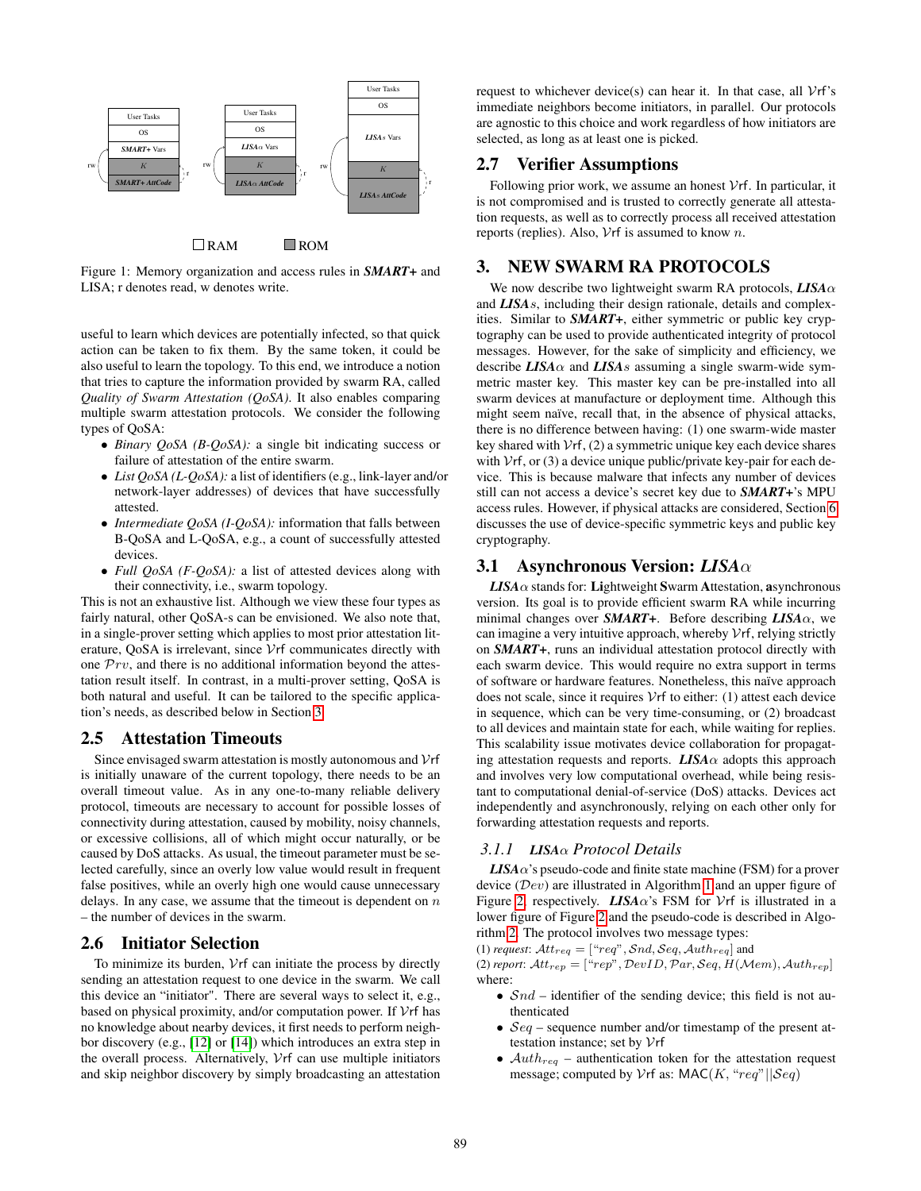User Tasks

OS

*SMART+* Vars

$K$

*SMART+ AttCode*

rw

r

User Tasks

OS

*LISA*$\alpha$ Vars

$K$

*LISA*$\alpha$ *AttCode*

rw

r

User Tasks

OS

*LISA*$s$ Vars

$K$

*LISA*$s$ *AttCode*

rw

r

RAM

ROM

Figure 1: Memory organization and access rules in ***SMART+*** and LISA; r denotes read, w denotes write.

useful to learn which devices are potentially infected, so that quick action can be taken to fix them. By the same token, it could be also useful to learn the topology. To this end, we introduce a notion that tries to capture the information provided by swarm RA, called *Quality of Swarm Attestation (QoSA)*. It also enables comparing multiple swarm attestation protocols. We consider the following types of QoSA:

- *Binary QoSA (B-QoSA):* a single bit indicating success or failure of attestation of the entire swarm.
- *List QoSA (L-QoSA):* a list of identifiers (e.g., link-layer and/or network-layer addresses) of devices that have successfully attested.
- *Intermediate QoSA (I-QoSA):* information that falls between B-QoSA and L-QoSA, e.g., a count of successfully attested devices.
- *Full QoSA (F-QoSA):* a list of attested devices along with their connectivity, i.e., swarm topology.

This is not an exhaustive list. Although we view these four types as fairly natural, other QoSA-s can be envisioned. We also note that, in a single-prover setting which applies to most prior attestation literature, QoSA is irrelevant, since $\mathcal{V}\mathsf{rf}$ communicates directly with one $\mathcal{P}rv$, and there is no additional information beyond the attestation result itself. In contrast, in a multi-prover setting, QoSA is both natural and useful. It can be tailored to the specific application's needs, as described below in Section 3.

## 2.5 Attestation Timeouts

Since envisaged swarm attestation is mostly autonomous and $\mathcal{V}\mathsf{rf}$ is initially unaware of the current topology, there needs to be an overall timeout value. As in any one-to-many reliable delivery protocol, timeouts are necessary to account for possible losses of connectivity during attestation, caused by mobility, noisy channels, or excessive collisions, all of which might occur naturally, or be caused by DoS attacks. As usual, the timeout parameter must be selected carefully, since an overly low value would result in frequent false positives, while an overly high one would cause unnecessary delays. In any case, we assume that the timeout is dependent on $n$ – the number of devices in the swarm.

## 2.6 Initiator Selection

To minimize its burden, $\mathcal{V}\mathsf{rf}$ can initiate the process by directly sending an attestation request to one device in the swarm. We call this device an "initiator". There are several ways to select it, e.g., based on physical proximity, and/or computation power. If $\mathcal{V}\mathsf{rf}$ has no knowledge about nearby devices, it first needs to perform neighbor discovery (e.g., [12] or [14]) which introduces an extra step in the overall process. Alternatively, $\mathcal{V}\mathsf{rf}$ can use multiple initiators and skip neighbor discovery by simply broadcasting an attestation request to whichever device(s) can hear it. In that case, all $\mathcal{V}\mathsf{rf}$'s immediate neighbors become initiators, in parallel. Our protocols are agnostic to this choice and work regardless of how initiators are selected, as long as at least one is picked.

## 2.7 Verifier Assumptions

Following prior work, we assume an honest $\mathcal{V}\mathsf{rf}$. In particular, it is not compromised and is trusted to correctly generate all attestation requests, as well as to correctly process all received attestation reports (replies). Also, $\mathcal{V}\mathsf{rf}$ is assumed to know $n$.

# 3. NEW SWARM RA PROTOCOLS

We now describe two lightweight swarm RA protocols, ***LISA***$\alpha$ and ***LISA***$s$, including their design rationale, details and complexities. Similar to ***SMART+***, either symmetric or public key cryptography can be used to provide authenticated integrity of protocol messages. However, for the sake of simplicity and efficiency, we describe ***LISA***$\alpha$ and ***LISA***$s$ assuming a single swarm-wide symmetric master key. This master key can be pre-installed into all swarm devices at manufacture or deployment time. Although this might seem naïve, recall that, in the absence of physical attacks, there is no difference between having: (1) one swarm-wide master key shared with $\mathcal{V}\mathsf{rf}$, (2) a symmetric unique key each device shares with $\mathcal{V}\mathsf{rf}$, or (3) a device unique public/private key-pair for each device. This is because malware that infects any number of devices still can not access a device's secret key due to ***SMART+***'s MPU access rules. However, if physical attacks are considered, Section 6 discusses the use of device-specific symmetric keys and public key cryptography.

## 3.1 Asynchronous Version: *LISA*$\alpha$

***LISA***$\alpha$ stands for: **Li**ghtweight **S**warm **A**ttestation, **a**synchronous version. Its goal is to provide efficient swarm RA while incurring minimal changes over ***SMART+***. Before describing ***LISA***$\alpha$, we can imagine a very intuitive approach, whereby $\mathcal{V}\mathsf{rf}$, relying strictly on ***SMART+***, runs an individual attestation protocol directly with each swarm device. This would require no extra support in terms of software or hardware features. Nonetheless, this naïve approach does not scale, since it requires $\mathcal{V}\mathsf{rf}$ to either: (1) attest each device in sequence, which can be very time-consuming, or (2) broadcast to all devices and maintain state for each, while waiting for replies. This scalability issue motivates device collaboration for propagating attestation requests and reports. ***LISA***$\alpha$ adopts this approach and involves very low computational overhead, while being resistant to computational denial-of-service (DoS) attacks. Devices act independently and asynchronously, relying on each other only for forwarding attestation requests and reports.

### 3.1.1 *LISA*$\alpha$ *Protocol Details*

***LISA***$\alpha$'s pseudo-code and finite state machine (FSM) for a prover device ($\mathcal{D}ev$) are illustrated in Algorithm 1 and an upper figure of Figure 2, respectively. ***LISA***$\alpha$'s FSM for $\mathcal{V}\mathsf{rf}$ is illustrated in a lower figure of Figure 2 and the pseudo-code is described in Algorithm 2. The protocol involves two message types:

(1) *request*: $\mathcal{A}tt_{req} = [\text{"}req\text{"}, \mathcal{S}nd, \mathcal{S}eq, \mathcal{A}uth_{req}]$ and

(2) *report*: $\mathcal{A}tt_{rep} = [\text{"}rep\text{"}, \mathcal{D}evID, \mathcal{P}ar, \mathcal{S}eq, H(\mathcal{M}em), \mathcal{A}uth_{rep}]$

where:

- $\mathcal{S}nd$ – identifier of the sending device; this field is not authenticated
- $\mathcal{S}eq$ – sequence number and/or timestamp of the present attestation instance; set by $\mathcal{V}\mathsf{rf}$
- $\mathcal{A}uth_{req}$ – authentication token for the attestation request message; computed by $\mathcal{V}\mathsf{rf}$ as: $\mathsf{MAC}(K, \text{"}req\text{"}||\mathcal{S}eq)$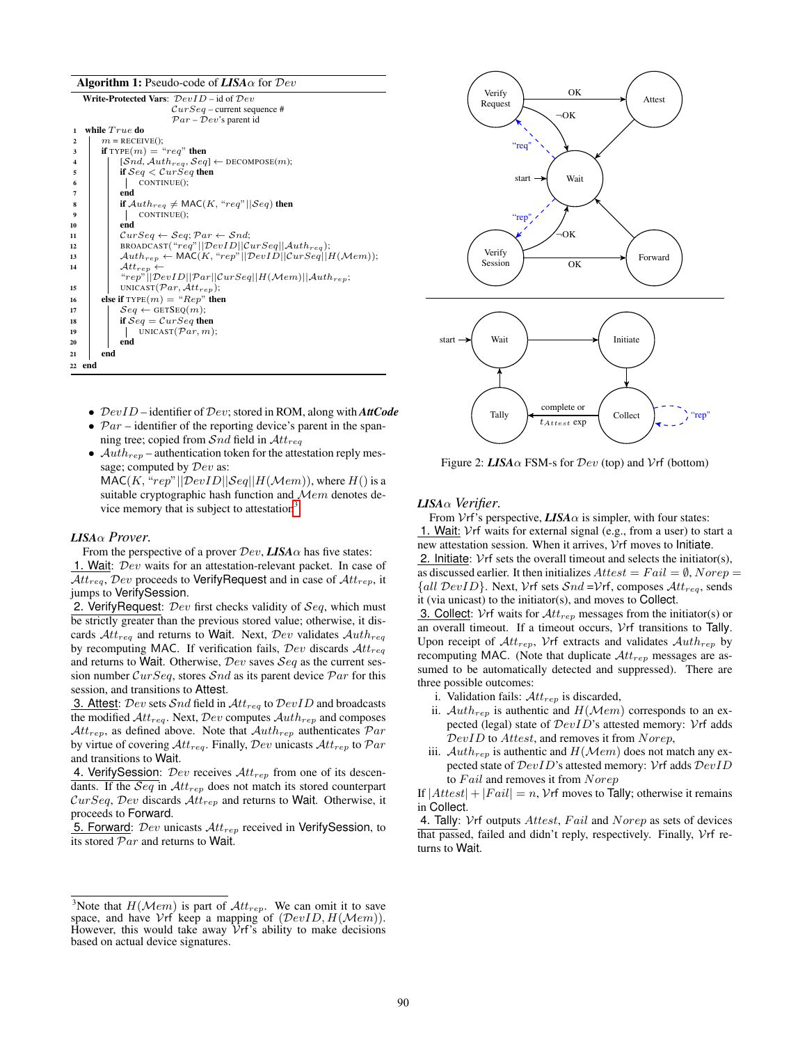**Algorithm 1:** Pseudo-code of ***LISA***$\alpha$ for $\mathcal{D}ev$

```
Write-Protected Vars: DevID – id of Dev
                      CurSeq – current sequence #
                      Par – Dev's parent id
1  while True do
2      m = RECEIVE();
3      if TYPE(m) = "req" then
4          [Snd, Auth_req, Seq] ← DECOMPOSE(m);
5          if Seq < CurSeq then
6              CONTINUE();
7          end
8          if Auth_req ≠ MAC(K, "req"||Seq) then
9              CONTINUE();
10         end
11         CurSeq ← Seq; Par ← Snd;
12         BROADCAST("req"||DevID||CurSeq||Auth_req);
13         Auth_rep ← MAC(K, "rep"||DevID||CurSeq||H(Mem));
14         Att_rep ←
               "rep"||DevID||Par||CurSeq||H(Mem)||Auth_rep;
15         UNICAST(Par, Att_rep);
16     else if TYPE(m) = "Rep" then
17         Seq ← GETSEQ(m);
18         if Seq = CurSeq then
19             UNICAST(Par, m);
20         end
21     end
22 end
```

- $\mathcal{D}evID$ – identifier of $\mathcal{D}ev$; stored in ROM, along with ***AttCode***
- $\mathcal{P}ar$ – identifier of the reporting device's parent in the spanning tree; copied from $\mathcal{S}nd$ field in $\mathcal{A}tt_{req}$
- $\mathcal{A}uth_{rep}$ – authentication token for the attestation reply message; computed by $\mathcal{D}ev$ as:
  $\mathsf{MAC}(K, \text{"}rep\text{"}||\mathcal{D}evID||\mathcal{S}eq||H(\mathcal{M}em))$, where $H()$ is a suitable cryptographic hash function and $\mathcal{M}em$ denotes device memory that is subject to attestation[3].

### *LISA*$\alpha$ *Prover.*

From the perspective of a prover $\mathcal{D}ev$, ***LISA***$\alpha$ has five states:

1. Wait: $\mathcal{D}ev$ waits for an attestation-relevant packet. In case of $\mathcal{A}tt_{req}$, $\mathcal{D}ev$ proceeds to VerifyRequest and in case of $\mathcal{A}tt_{rep}$, it jumps to VerifySession.

2. VerifyRequest: $\mathcal{D}ev$ first checks validity of $\mathcal{S}eq$, which must be strictly greater than the previous stored value; otherwise, it discards $\mathcal{A}tt_{req}$ and returns to Wait. Next, $\mathcal{D}ev$ validates $\mathcal{A}uth_{req}$ by recomputing MAC. If verification fails, $\mathcal{D}ev$ discards $\mathcal{A}tt_{req}$ and returns to Wait. Otherwise, $\mathcal{D}ev$ saves $\mathcal{S}eq$ as the current session number $\mathcal{C}urSeq$, stores $\mathcal{S}nd$ as its parent device $\mathcal{P}ar$ for this session, and transitions to Attest.

3. Attest: $\mathcal{D}ev$ sets $\mathcal{S}nd$ field in $\mathcal{A}tt_{req}$ to $\mathcal{D}evID$ and broadcasts the modified $\mathcal{A}tt_{req}$. Next, $\mathcal{D}ev$ computes $\mathcal{A}uth_{rep}$ and composes $\mathcal{A}tt_{rep}$, as defined above. Note that $\mathcal{A}uth_{rep}$ authenticates $\mathcal{P}ar$ by virtue of covering $\mathcal{A}tt_{req}$. Finally, $\mathcal{D}ev$ unicasts $\mathcal{A}tt_{rep}$ to $\mathcal{P}ar$ and transitions to Wait.

4. VerifySession: $\mathcal{D}ev$ receives $\mathcal{A}tt_{rep}$ from one of its descendants. If the $\mathcal{S}eq$ in $\mathcal{A}tt_{rep}$ does not match its stored counterpart $\mathcal{C}urSeq$, $\mathcal{D}ev$ discards $\mathcal{A}tt_{rep}$ and returns to Wait. Otherwise, it proceeds to Forward.

5. Forward: $\mathcal{D}ev$ unicasts $\mathcal{A}tt_{rep}$ received in VerifySession, to its stored $\mathcal{P}ar$ and returns to Wait.

Verify Request
OK
Attest
¬OK
"req"
start
Wait
"rep"
¬OK
Verify Session
OK
Forward

start
Wait
Initiate
Tally
complete or
$t_{Attest}$ exp
Collect
"rep"

Figure 2: ***LISA***$\alpha$ FSM-s for $\mathcal{D}ev$ (top) and $\mathcal{V}rf$ (bottom)

### *LISA*$\alpha$ *Verifier.*

From $\mathcal{V}rf$'s perspective, ***LISA***$\alpha$ is simpler, with four states:

1. Wait: $\mathcal{V}rf$ waits for external signal (e.g., from a user) to start a new attestation session. When it arrives, $\mathcal{V}rf$ moves to Initiate.

2. Initiate: $\mathcal{V}rf$ sets the overall timeout and selects the initiator(s), as discussed earlier. It then initializes $Attest = Fail = \emptyset$, $Norep = \{all\ \mathcal{D}evID\}$. Next, $\mathcal{V}rf$ sets $\mathcal{S}nd$ =$\mathcal{V}rf$, composes $\mathcal{A}tt_{req}$, sends it (via unicast) to the initiator(s), and moves to Collect.

3. Collect: $\mathcal{V}rf$ waits for $\mathcal{A}tt_{rep}$ messages from the initiator(s) or an overall timeout. If a timeout occurs, $\mathcal{V}rf$ transitions to Tally. Upon receipt of $\mathcal{A}tt_{rep}$, $\mathcal{V}rf$ extracts and validates $\mathcal{A}uth_{rep}$ by recomputing MAC. (Note that duplicate $\mathcal{A}tt_{rep}$ messages are assumed to be automatically detected and suppressed). There are three possible outcomes:

   i. Validation fails: $\mathcal{A}tt_{rep}$ is discarded,
   ii. $\mathcal{A}uth_{rep}$ is authentic and $H(\mathcal{M}em)$ corresponds to an expected (legal) state of $\mathcal{D}evID$'s attested memory: $\mathcal{V}rf$ adds $\mathcal{D}evID$ to $Attest$, and removes it from $Norep$,
   iii. $\mathcal{A}uth_{rep}$ is authentic and $H(\mathcal{M}em)$ does not match any expected state of $\mathcal{D}evID$'s attested memory: $\mathcal{V}rf$ adds $\mathcal{D}evID$ to $Fail$ and removes it from $Norep$

If $|Attest| + |Fail| = n$, $\mathcal{V}rf$ moves to Tally; otherwise it remains in Collect.

4. Tally: $\mathcal{V}rf$ outputs $Attest$, $Fail$ and $Norep$ as sets of devices that passed, failed and didn't reply, respectively. Finally, $\mathcal{V}rf$ returns to Wait.

[3]Note that $H(\mathcal{M}em)$ is part of $\mathcal{A}tt_{rep}$. We can omit it to save space, and have $\mathcal{V}rf$ keep a mapping of $(\mathcal{D}evID, H(\mathcal{M}em))$. However, this would take away $\mathcal{V}rf$'s ability to make decisions based on actual device signatures.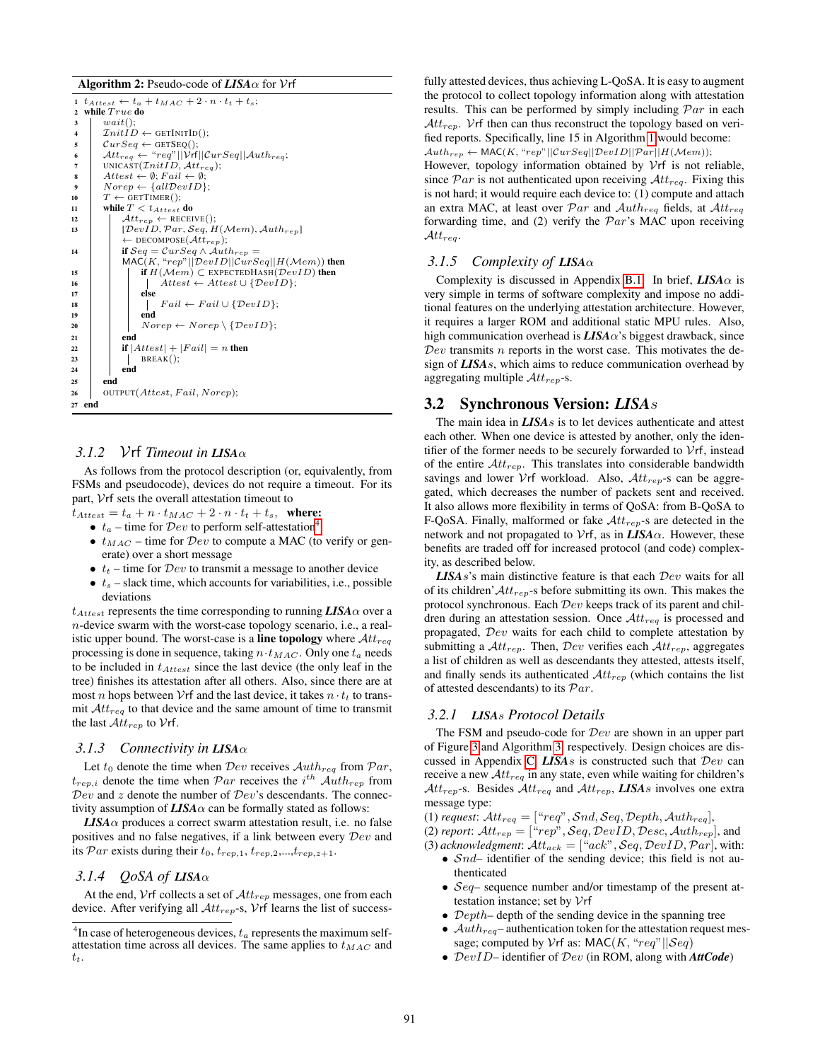**Algorithm 2:** Pseudo-code of ***LISA***$\alpha$ for $\mathcal{V}$rf

```
1  t_Attest ← t_a + t_MAC + 2·n·t_t + t_s;
2  while True do
3      wait();
4      InitID ← GETINITID();
5      CurSeq ← GETSEQ();
6      Att_req ← "req"||Vrf||CurSeq||Auth_req;
7      UNICAST(InitID, Att_req);
8      Attest ← ∅; Fail ← ∅;
9      Norep ← {allDevID};
10     T ← GETTIMER();
11     while T < t_Attest do
12         Att_rep ← RECEIVE();
13         [DevID, Par, Seq, H(Mem), Auth_rep] ← DECOMPOSE(Att_rep);
14         if Seq = CurSeq ∧ Auth_rep = MAC(K, "rep"||DevID||CurSeq||H(Mem)) then
15             if H(Mem) ⊂ EXPECTEDHASH(DevID) then
16                 Attest ← Attest ∪ {DevID};
17             else
18                 Fail ← Fail ∪ {DevID};
19             end
20             Norep ← Norep \ {DevID};
21         end
22         if |Attest| + |Fail| = n then
23             BREAK();
24         end
25     end
26     OUTPUT(Attest, Fail, Norep);
27 end
```

### 3.1.2 $\mathcal{V}$rf Timeout in *LISA*$\alpha$

As follows from the protocol description (or, equivalently, from FSMs and pseudocode), devices do not require a timeout. For its part, $\mathcal{V}$rf sets the overall attestation timeout to

$t_{Attest} = t_a + n \cdot t_{MAC} + 2 \cdot n \cdot t_t + t_s$, **where:**

- $t_a$ – time for $\mathcal{D}ev$ to perform self-attestation[4]
- $t_{MAC}$ – time for $\mathcal{D}ev$ to compute a MAC (to verify or generate) over a short message
- $t_t$ – time for $\mathcal{D}ev$ to transmit a message to another device
- $t_s$ – slack time, which accounts for variabilities, i.e., possible deviations

$t_{Attest}$ represents the time corresponding to running ***LISA***$\alpha$ over a $n$-device swarm with the worst-case topology scenario, i.e., a realistic upper bound. The worst-case is a **line topology** where $\mathcal{A}tt_{req}$ processing is done in sequence, taking $n \cdot t_{MAC}$. Only one $t_a$ needs to be included in $t_{Attest}$ since the last device (the only leaf in the tree) finishes its attestation after all others. Also, since there are at most $n$ hops between $\mathcal{V}$rf and the last device, it takes $n \cdot t_t$ to transmit $\mathcal{A}tt_{req}$ to that device and the same amount of time to transmit the last $\mathcal{A}tt_{rep}$ to $\mathcal{V}$rf.

### 3.1.3 Connectivity in *LISA*$\alpha$

Let $t_0$ denote the time when $\mathcal{D}ev$ receives $\mathcal{A}uth_{req}$ from $\mathcal{P}ar$, $t_{rep,i}$ denote the time when $\mathcal{P}ar$ receives the $i^{th}$ $\mathcal{A}uth_{rep}$ from $\mathcal{D}ev$ and $z$ denote the number of $\mathcal{D}ev$'s descendants. The connectivity assumption of ***LISA***$\alpha$ can be formally stated as follows:

***LISA***$\alpha$ produces a correct swarm attestation result, i.e. no false positives and no false negatives, if a link between every $\mathcal{D}ev$ and its $\mathcal{P}ar$ exists during their $t_0$, $t_{rep,1}$, $t_{rep,2}$,...,$t_{rep,z+1}$.

### 3.1.4 QoSA of *LISA*$\alpha$

At the end, $\mathcal{V}$rf collects a set of $\mathcal{A}tt_{rep}$ messages, one from each device. After verifying all $\mathcal{A}tt_{rep}$-s, $\mathcal{V}$rf learns the list of successfully attested devices, thus achieving L-QoSA. It is easy to augment the protocol to collect topology information along with attestation results. This can be performed by simply including $\mathcal{P}ar$ in each $\mathcal{A}tt_{rep}$. $\mathcal{V}$rf then can thus reconstruct the topology based on verified reports. Specifically, line 15 in Algorithm 1 would become: $\mathcal{A}uth_{rep} \leftarrow \mathsf{MAC}(K, \text{"rep"}||\mathcal{C}urSeq||\mathcal{D}evID||\mathcal{P}ar||H(\mathcal{M}em))$;
However, topology information obtained by $\mathcal{V}$rf is not reliable, since $\mathcal{P}ar$ is not authenticated upon receiving $\mathcal{A}tt_{req}$. Fixing this is not hard; it would require each device to: (1) compute and attach an extra MAC, at least over $\mathcal{P}ar$ and $\mathcal{A}uth_{req}$ fields, at $\mathcal{A}tt_{req}$ forwarding time, and (2) verify the $\mathcal{P}ar$'s MAC upon receiving $\mathcal{A}tt_{req}$.

### 3.1.5 Complexity of *LISA*$\alpha$

Complexity is discussed in Appendix B.1. In brief, ***LISA***$\alpha$ is very simple in terms of software complexity and impose no additional features on the underlying attestation architecture. However, it requires a larger ROM and additional static MPU rules. Also, high communication overhead is ***LISA***$\alpha$'s biggest drawback, since $\mathcal{D}ev$ transmits $n$ reports in the worst case. This motivates the design of ***LISA***$s$, which aims to reduce communication overhead by aggregating multiple $\mathcal{A}tt_{rep}$-s.

## 3.2 Synchronous Version: *LISA*$s$

The main idea in ***LISA***$s$ is to let devices authenticate and attest each other. When one device is attested by another, only the identifier of the former needs to be securely forwarded to $\mathcal{V}$rf, instead of the entire $\mathcal{A}tt_{rep}$. This translates into considerable bandwidth savings and lower $\mathcal{V}$rf workload. Also, $\mathcal{A}tt_{rep}$-s can be aggregated, which decreases the number of packets sent and received. It also allows more flexibility in terms of QoSA: from B-QoSA to F-QoSA. Finally, malformed or fake $\mathcal{A}tt_{rep}$-s are detected in the network and not propagated to $\mathcal{V}$rf, as in ***LISA***$\alpha$. However, these benefits are traded off for increased protocol (and code) complexity, as described below.

***LISA***$s$'s main distinctive feature is that each $\mathcal{D}ev$ waits for all of its children'$\mathcal{A}tt_{rep}$-s before submitting its own. This makes the protocol synchronous. Each $\mathcal{D}ev$ keeps track of its parent and children during an attestation session. Once $\mathcal{A}tt_{req}$ is processed and propagated, $\mathcal{D}ev$ waits for each child to complete attestation by submitting a $\mathcal{A}tt_{rep}$. Then, $\mathcal{D}ev$ verifies each $\mathcal{A}tt_{rep}$, aggregates a list of children as well as descendants they attested, attests itself, and finally sends its authenticated $\mathcal{A}tt_{rep}$ (which contains the list of attested descendants) to its $\mathcal{P}ar$.

### 3.2.1 *LISA*$s$ Protocol Details

The FSM and pseudo-code for $\mathcal{D}ev$ are shown in an upper part of Figure 3 and Algorithm 3, respectively. Design choices are discussed in Appendix C. ***LISA***$s$ is constructed such that $\mathcal{D}ev$ can receive a new $\mathcal{A}tt_{req}$ in any state, even while waiting for children's $\mathcal{A}tt_{rep}$-s. Besides $\mathcal{A}tt_{req}$ and $\mathcal{A}tt_{rep}$, ***LISA***$s$ involves one extra message type:

(1) *request*: $\mathcal{A}tt_{req} = [\text{"req"}, \mathcal{S}nd, \mathcal{S}eq, \mathcal{D}epth, \mathcal{A}uth_{req}]$,
(2) *report*: $\mathcal{A}tt_{rep} = [\text{"rep"}, \mathcal{S}eq, \mathcal{D}evID, \mathcal{D}esc, \mathcal{A}uth_{rep}]$, and
(3) *acknowledgment*: $\mathcal{A}tt_{ack} = [\text{"ack"}, \mathcal{S}eq, \mathcal{D}evID, \mathcal{P}ar]$, with:

- $\mathcal{S}nd$– identifier of the sending device; this field is not authenticated
- $\mathcal{S}eq$– sequence number and/or timestamp of the present attestation instance; set by $\mathcal{V}$rf
- $\mathcal{D}epth$– depth of the sending device in the spanning tree
- $\mathcal{A}uth_{req}$– authentication token for the attestation request message; computed by $\mathcal{V}$rf as: $\mathsf{MAC}(K, \text{"req"}||\mathcal{S}eq)$
- $\mathcal{D}evID$– identifier of $\mathcal{D}ev$ (in ROM, along with ***AttCode***)

[4] In case of heterogeneous devices, $t_a$ represents the maximum self-attestation time across all devices. The same applies to $t_{MAC}$ and $t_t$.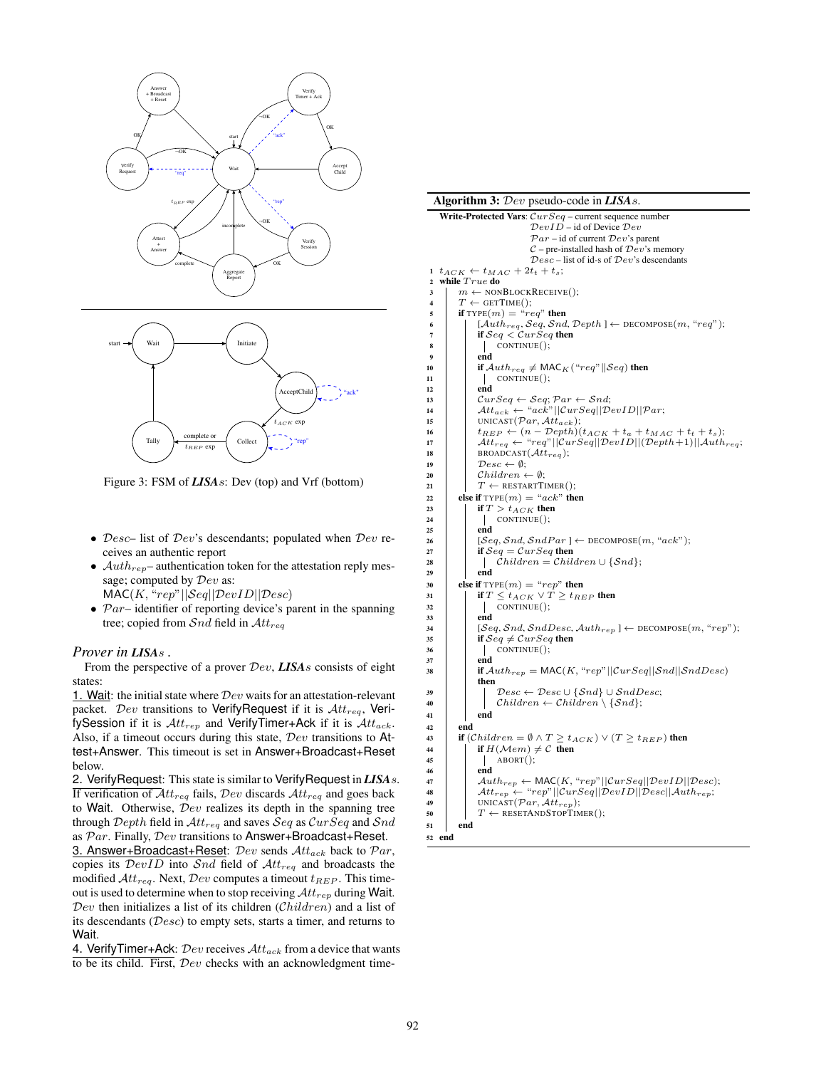Answer
+ Broadcast
+ Reset

Verify
Timer + Ack

OK
¬OK
start
"ack"
OK
¬OK

Verify
Request

Wait

Accept
Child

"req"

$t_{REP}$ exp
"rep"
¬OK
incomplete

Attest
+
Answer

Verify
Session

complete
OK

Aggregate
Report

start
Wait
Initiate
AcceptChild
"ack"
$t_{ACK}$ exp
Tally
complete or
$t_{REP}$ exp
Collect
"rep"

Figure 3: FSM of ***LISA****s*: Dev (top) and Vrf (bottom)

- $\mathcal{D}esc$– list of $\mathcal{D}ev$'s descendants; populated when $\mathcal{D}ev$ receives an authentic report
- $\mathcal{A}uth_{rep}$– authentication token for the attestation reply message; computed by $\mathcal{D}ev$ as: $\mathsf{MAC}(K, \text{"}rep\text{"}||\mathcal{S}eq||\mathcal{D}evID||\mathcal{D}esc)$
- $\mathcal{P}ar$– identifier of reporting device's parent in the spanning tree; copied from $\mathcal{S}nd$ field in $\mathcal{A}tt_{req}$

### Prover in *LISAs*.

From the perspective of a prover $\mathcal{D}ev$, ***LISA****s* consists of eight states:

1. Wait: the initial state where $\mathcal{D}ev$ waits for an attestation-relevant packet. $\mathcal{D}ev$ transitions to VerifyRequest if it is $\mathcal{A}tt_{req}$, VerifySession if it is $\mathcal{A}tt_{rep}$ and VerifyTimer+Ack if it is $\mathcal{A}tt_{ack}$. Also, if a timeout occurs during this state, $\mathcal{D}ev$ transitions to Attest+Answer. This timeout is set in Answer+Broadcast+Reset below.

2. VerifyRequest: This state is similar to VerifyRequest in ***LISA****s*. If verification of $\mathcal{A}tt_{req}$ fails, $\mathcal{D}ev$ discards $\mathcal{A}tt_{req}$ and goes back to Wait. Otherwise, $\mathcal{D}ev$ realizes its depth in the spanning tree through $\mathcal{D}epth$ field in $\mathcal{A}tt_{req}$ and saves $\mathcal{S}eq$ as $\mathcal{C}ur\mathcal{S}eq$ and $\mathcal{S}nd$ as $\mathcal{P}ar$. Finally, $\mathcal{D}ev$ transitions to Answer+Broadcast+Reset.

3. Answer+Broadcast+Reset: $\mathcal{D}ev$ sends $\mathcal{A}tt_{ack}$ back to $\mathcal{P}ar$, copies its $\mathcal{D}evID$ into $\mathcal{S}nd$ field of $\mathcal{A}tt_{req}$ and broadcasts the modified $\mathcal{A}tt_{req}$. Next, $\mathcal{D}ev$ computes a timeout $t_{REP}$. This timeout is used to determine when to stop receiving $\mathcal{A}tt_{rep}$ during Wait. $\mathcal{D}ev$ then initializes a list of its children ($\mathcal{C}hildren$) and a list of its descendants ($\mathcal{D}esc$) to empty sets, starts a timer, and returns to Wait.

4. VerifyTimer+Ack: $\mathcal{D}ev$ receives $\mathcal{A}tt_{ack}$ from a device that wants to be its child. First, $\mathcal{D}ev$ checks with an acknowledgment time-

**Algorithm 3:** $\mathcal{D}ev$ pseudo-code in ***LISA****s*.

```
Write-Protected Vars: CurSeq – current sequence number
                      DevID – id of Device Dev
                      Par – id of current Dev's parent
                      C – pre-installed hash of Dev's memory
                      Desc – list of id-s of Dev's descendants
1  t_ACK ← t_MAC + 2t_t + t_s;
2  while True do
3      m ← NONBLOCKRECEIVE();
4      T ← GETTIME();
5      if TYPE(m) = "req" then
6          [Auth_req, Seq, Snd, Depth] ← DECOMPOSE(m, "req");
7          if Seq < CurSeq then
8              CONTINUE();
9          end
10         if Auth_req ≠ MAC_K("req"||Seq) then
11             CONTINUE();
12         end
13         CurSeq ← Seq; Par ← Snd;
14         Att_ack ← "ack"||CurSeq||DevID||Par;
15         UNICAST(Par, Att_ack);
16         t_REP ← (n − Depth)(t_ACK + t_a + t_MAC + t_t + t_s);
17         Att_req ← "req"||CurSeq||DevID||(Depth+1)||Auth_req;
18         BROADCAST(Att_req);
19         Desc ← ∅;
20         Children ← ∅;
21         T ← RESTARTTIMER();
22     else if TYPE(m) = "ack" then
23         if T > t_ACK then
24             CONTINUE();
25         end
26         [Seq, Snd, SndPar] ← DECOMPOSE(m, "ack");
27         if Seq = CurSeq then
28             Children = Children ∪ {Snd};
29         end
30     else if TYPE(m) = "rep" then
31         if T ≤ t_ACK ∨ T ≥ t_REP then
32             CONTINUE();
33         end
34         [Seq, Snd, SndDesc, Auth_rep] ← DECOMPOSE(m, "rep");
35         if Seq ≠ CurSeq then
36             CONTINUE();
37         end
38         if Auth_rep = MAC(K, "rep"||CurSeq||Snd||SndDesc)
           then
39             Desc ← Desc ∪ {Snd} ∪ SndDesc;
40             Children ← Children \ {Snd};
41         end
42     end
43     if (Children = ∅ ∧ T ≥ t_ACK) ∨ (T ≥ t_REP) then
44         if H(Mem) ≠ C then
45             ABORT();
46         end
47         Auth_rep ← MAC(K, "rep"||CurSeq||DevID||Desc);
48         Att_rep ← "rep"||CurSeq||DevID||Desc||Auth_rep;
49         UNICAST(Par, Att_rep);
50         T ← RESETANDSTOPTIMER();
51     end
52 end
```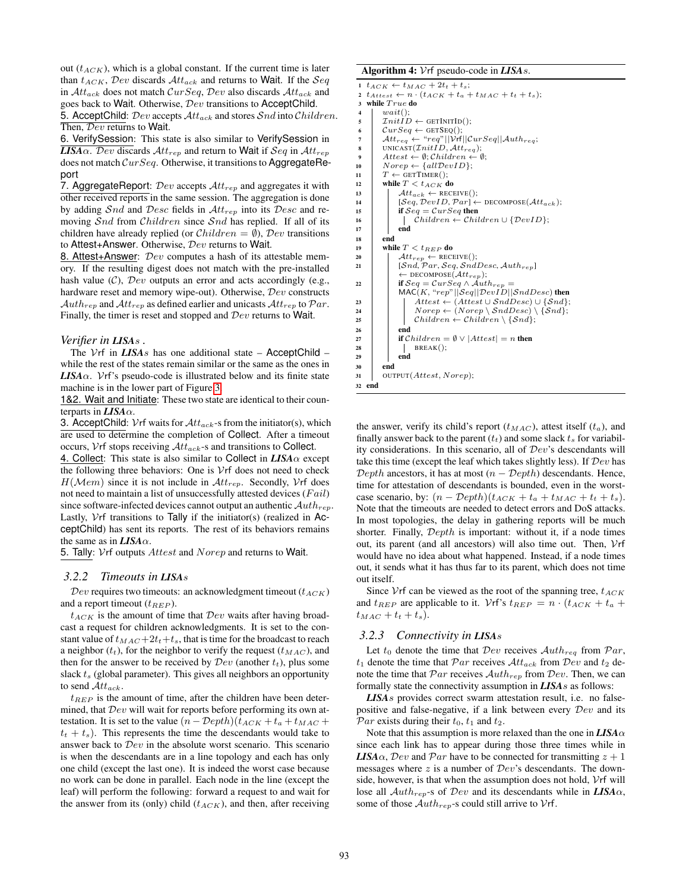out ($t_{ACK}$), which is a global constant. If the current time is later than $t_{ACK}$, $\mathcal{D}ev$ discards $\mathcal{A}tt_{ack}$ and returns to Wait. If the $\mathcal{S}eq$ in $\mathcal{A}tt_{ack}$ does not match $\mathcal{C}ur\mathcal{S}eq$, $\mathcal{D}ev$ also discards $\mathcal{A}tt_{ack}$ and goes back to Wait. Otherwise, $\mathcal{D}ev$ transitions to AcceptChild.

5. AcceptChild: $\mathcal{D}ev$ accepts $\mathcal{A}tt_{ack}$ and stores $\mathcal{S}nd$ into $\mathcal{C}hildren$. Then, $\mathcal{D}ev$ returns to Wait.

6. VerifySession: This state is also similar to VerifySession in ***LISA***$\alpha$. $\mathcal{D}ev$ discards $\mathcal{A}tt_{rep}$ and return to Wait if $\mathcal{S}eq$ in $\mathcal{A}tt_{rep}$ does not match $\mathcal{C}ur\mathcal{S}eq$. Otherwise, it transitions to AggregateReport

7. AggregateReport: $\mathcal{D}ev$ accepts $\mathcal{A}tt_{rep}$ and aggregates it with other received reports in the same session. The aggregation is done by adding $\mathcal{S}nd$ and $\mathcal{D}esc$ fields in $\mathcal{A}tt_{rep}$ into its $\mathcal{D}esc$ and removing $\mathcal{S}nd$ from $\mathcal{C}hildren$ since $\mathcal{S}nd$ has replied. If all of its children have already replied (or $\mathcal{C}hildren = \emptyset$), $\mathcal{D}ev$ transitions to Attest+Answer. Otherwise, $\mathcal{D}ev$ returns to Wait.

8. Attest+Answer: $\mathcal{D}ev$ computes a hash of its attestable memory. If the resulting digest does not match with the pre-installed hash value ($\mathcal{C}$), $\mathcal{D}ev$ outputs an error and acts accordingly (e.g., hardware reset and memory wipe-out). Otherwise, $\mathcal{D}ev$ constructs $\mathcal{A}uth_{rep}$ and $\mathcal{A}tt_{rep}$ as defined earlier and unicasts $\mathcal{A}tt_{rep}$ to $\mathcal{P}ar$. Finally, the timer is reset and stopped and $\mathcal{D}ev$ returns to Wait.

### *Verifier in* ***LISA****s* .

The $\mathcal{V}$rf in ***LISA****s* has one additional state – AcceptChild – while the rest of the states remain similar or the same as the ones in ***LISA***$\alpha$. $\mathcal{V}$rf's pseudo-code is illustrated below and its finite state machine is in the lower part of Figure 3.

1&2. Wait and Initiate: These two state are identical to their counterparts in ***LISA***$\alpha$.

3. AcceptChild: $\mathcal{V}$rf waits for $\mathcal{A}tt_{ack}$-s from the initiator(s), which are used to determine the completion of Collect. After a timeout occurs, $\mathcal{V}$rf stops receiving $\mathcal{A}tt_{ack}$-s and transitions to Collect.

4. Collect: This state is also similar to Collect in ***LISA***$\alpha$ except the following three behaviors: One is $\mathcal{V}$rf does not need to check $H(\mathcal{M}em)$ since it is not include in $\mathcal{A}tt_{rep}$. Secondly, $\mathcal{V}$rf does not need to maintain a list of unsuccessfully attested devices ($Fail$) since software-infected devices cannot output an authentic $\mathcal{A}uth_{rep}$. Lastly, $\mathcal{V}$rf transitions to Tally if the initiator(s) (realized in AcceptChild) has sent its reports. The rest of its behaviors remains the same as in ***LISA***$\alpha$.

5. Tally: $\mathcal{V}$rf outputs $\mathcal{A}ttest$ and $\mathcal{N}orep$ and returns to Wait.

**Algorithm 4:** $\mathcal{V}$rf pseudo-code in ***LISA****s*.

```
1  t_ACK ← t_MAC + 2t_t + t_s;
2  t_Attest ← n · (t_ACK + t_a + t_MAC + t_t + t_s);
3  while True do
4      wait();
5      InitID ← GETINITID();
6      CurSeq ← GETSEQ();
7      Att_req ← "req"||Vrf||CurSeq||Auth_req;
8      UNICAST(InitID, Att_req);
9      Attest ← ∅; Children ← ∅;
10     Norep ← {allDevID};
11     T ← GETTIMER();
12     while T < t_ACK do
13         Att_ack ← RECEIVE();
14         [Seq, DevID, Par] ← DECOMPOSE(Att_ack);
15         if Seq = CurSeq then
16             Children ← Children ∪ {DevID};
17         end
18     end
19     while T < t_REP do
20         Att_rep ← RECEIVE();
21         [Snd, Par, Seq, SndDesc, Auth_rep]
               ← DECOMPOSE(Att_rep);
22         if Seq = CurSeq ∧ Auth_rep =
               MAC(K, "rep"||Seq||DevID||SndDesc) then
23             Attest ← (Attest ∪ SndDesc) ∪ {Snd};
24             Norep ← (Norep \ SndDesc) \ {Snd};
25             Children ← Children \ {Snd};
26         end
27         if Children = ∅ ∨ |Attest| = n then
28             BREAK();
29         end
30     end
31     OUTPUT(Attest, Norep);
32 end
```

### 3.2.2 Timeouts in ***LISA****s*

$\mathcal{D}ev$ requires two timeouts: an acknowledgment timeout ($t_{ACK}$) and a report timeout ($t_{REP}$).

$t_{ACK}$ is the amount of time that $\mathcal{D}ev$ waits after having broadcast a request for children acknowledgments. It is set to the constant value of $t_{MAC}+2t_t+t_s$, that is time for the broadcast to reach a neighbor ($t_t$), for the neighbor to verify the request ($t_{MAC}$), and then for the answer to be received by $\mathcal{D}ev$ (another $t_t$), plus some slack $t_s$ (global parameter). This gives all neighbors an opportunity to send $\mathcal{A}tt_{ack}$.

$t_{REP}$ is the amount of time, after the children have been determined, that $\mathcal{D}ev$ will wait for reports before performing its own attestation. It is set to the value $(n - \mathcal{D}epth)(t_{ACK} + t_a + t_{MAC} + t_t + t_s)$. This represents the time the descendants would take to answer back to $\mathcal{D}ev$ in the absolute worst scenario. This scenario is when the descendants are in a line topology and each has only one child (except the last one). It is indeed the worst case because no work can be done in parallel. Each node in the line (except the leaf) will perform the following: forward a request to and wait for the answer from its (only) child ($t_{ACK}$), and then, after receiving the answer, verify its child's report ($t_{MAC}$), attest itself ($t_a$), and finally answer back to the parent ($t_t$) and some slack $t_s$ for variability considerations. In this scenario, all of $\mathcal{D}ev$'s descendants will take this time (except the leaf which takes slightly less). If $\mathcal{D}ev$ has $\mathcal{D}epth$ ancestors, it has at most $(n - \mathcal{D}epth)$ descendants. Hence, time for attestation of descendants is bounded, even in the worst-case scenario, by: $(n - \mathcal{D}epth)(t_{ACK} + t_a + t_{MAC} + t_t + t_s)$. Note that the timeouts are needed to detect errors and DoS attacks. In most topologies, the delay in gathering reports will be much shorter. Finally, $\mathcal{D}epth$ is important: without it, if a node times out, its parent (and all ancestors) will also time out. Then, $\mathcal{V}$rf would have no idea about what happened. Instead, if a node times out, it sends what it has thus far to its parent, which does not time out itself.

Since $\mathcal{V}$rf can be viewed as the root of the spanning tree, $t_{ACK}$ and $t_{REP}$ are applicable to it. $\mathcal{V}$rf's $t_{REP} = n \cdot (t_{ACK} + t_a + t_{MAC} + t_t + t_s)$.

### 3.2.3 Connectivity in ***LISA****s*

Let $t_0$ denote the time that $\mathcal{D}ev$ receives $\mathcal{A}uth_{req}$ from $\mathcal{P}ar$, $t_1$ denote the time that $\mathcal{P}ar$ receives $\mathcal{A}tt_{ack}$ from $\mathcal{D}ev$ and $t_2$ denote the time that $\mathcal{P}ar$ receives $\mathcal{A}uth_{rep}$ from $\mathcal{D}ev$. Then, we can formally state the connectivity assumption in ***LISA****s* as follows:

***LISA****s* provides correct swarm attestation result, i.e. no false-positive and false-negative, if a link between every $\mathcal{D}ev$ and its $\mathcal{P}ar$ exists during their $t_0$, $t_1$ and $t_2$.

Note that this assumption is more relaxed than the one in ***LISA***$\alpha$ since each link has to appear during those three times while in ***LISA***$\alpha$, $\mathcal{D}ev$ and $\mathcal{P}ar$ have to be connected for transmitting $z + 1$ messages where $z$ is a number of $\mathcal{D}ev$'s descendants. The downside, however, is that when the assumption does not hold, $\mathcal{V}$rf will lose all $\mathcal{A}uth_{rep}$-s of $\mathcal{D}ev$ and its descendants while in ***LISA***$\alpha$, some of those $\mathcal{A}uth_{rep}$-s could still arrive to $\mathcal{V}$rf.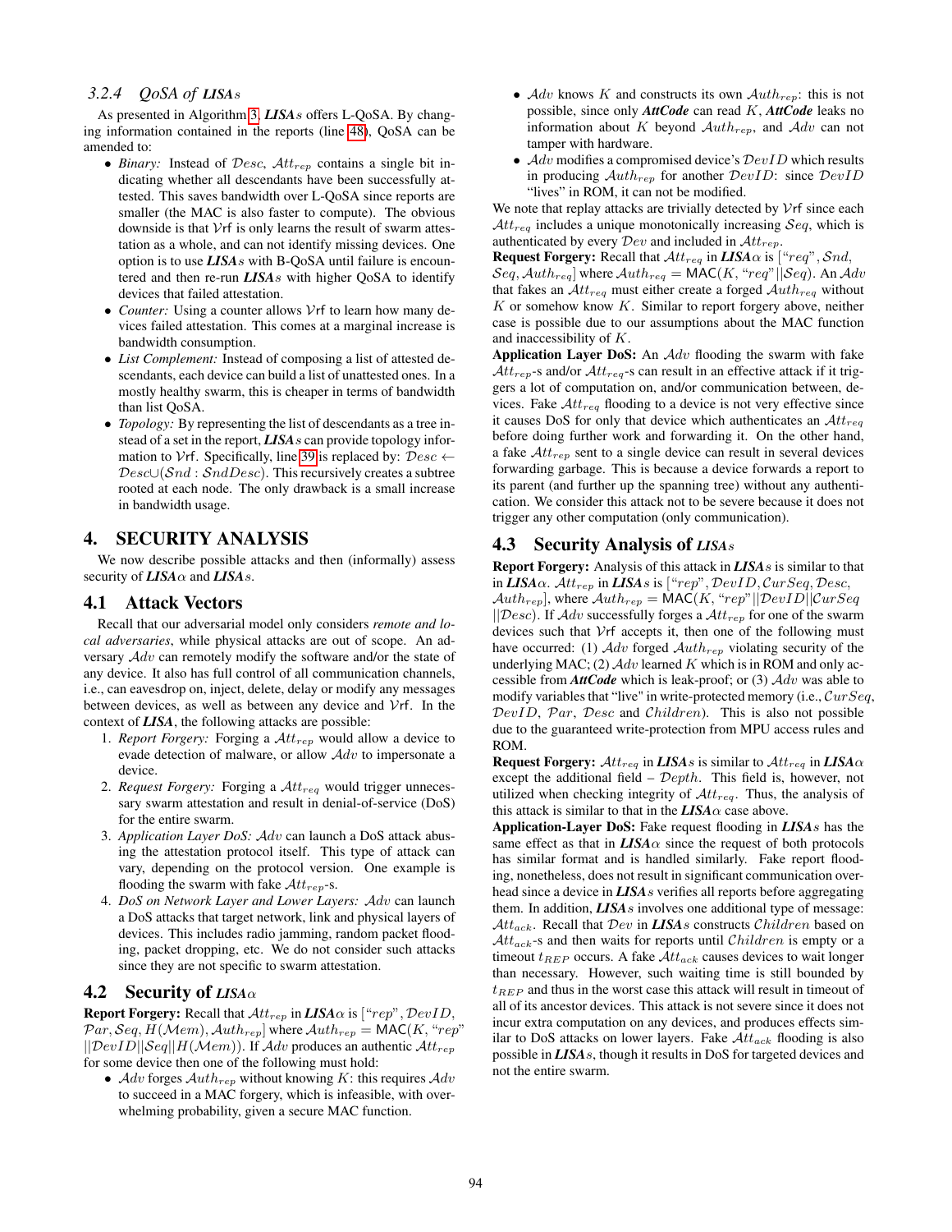### 3.2.4 QoSA of ***LISA****s*

As presented in Algorithm 3, ***LISA****s* offers L-QoSA. By changing information contained in the reports (line 48), QoSA can be amended to:

- *Binary:* Instead of $\mathcal{D}esc$, $\mathcal{A}tt_{rep}$ contains a single bit indicating whether all descendants have been successfully attested. This saves bandwidth over L-QoSA since reports are smaller (the MAC is also faster to compute). The obvious downside is that $\mathcal{V}$rf is only learns the result of swarm attestation as a whole, and can not identify missing devices. One option is to use ***LISA****s* with B-QoSA until failure is encountered and then re-run ***LISA****s* with higher QoSA to identify devices that failed attestation.
- *Counter:* Using a counter allows $\mathcal{V}$rf to learn how many devices failed attestation. This comes at a marginal increase is bandwidth consumption.
- *List Complement:* Instead of composing a list of attested descendants, each device can build a list of unattested ones. In a mostly healthy swarm, this is cheaper in terms of bandwidth than list QoSA.
- *Topology:* By representing the list of descendants as a tree instead of a set in the report, ***LISA****s* can provide topology information to $\mathcal{V}$rf. Specifically, line 39 is replaced by: $\mathcal{D}esc \leftarrow \mathcal{D}esc \cup (\mathcal{S}nd : \mathcal{S}nd\mathcal{D}esc)$. This recursively creates a subtree rooted at each node. The only drawback is a small increase in bandwidth usage.

## 4. SECURITY ANALYSIS

We now describe possible attacks and then (informally) assess security of ***LISA****α* and ***LISA****s*.

### 4.1 Attack Vectors

Recall that our adversarial model only considers *remote and local adversaries*, while physical attacks are out of scope. An adversary $\mathcal{A}dv$ can remotely modify the software and/or the state of any device. It also has full control of all communication channels, i.e., can eavesdrop on, inject, delete, delay or modify any messages between devices, as well as between any device and $\mathcal{V}$rf. In the context of ***LISA***, the following attacks are possible:

1. *Report Forgery:* Forging a $\mathcal{A}tt_{rep}$ would allow a device to evade detection of malware, or allow $\mathcal{A}dv$ to impersonate a device.
2. *Request Forgery:* Forging a $\mathcal{A}tt_{req}$ would trigger unnecessary swarm attestation and result in denial-of-service (DoS) for the entire swarm.
3. *Application Layer DoS:* $\mathcal{A}dv$ can launch a DoS attack abusing the attestation protocol itself. This type of attack can vary, depending on the protocol version. One example is flooding the swarm with fake $\mathcal{A}tt_{rep}$-s.
4. *DoS on Network Layer and Lower Layers:* $\mathcal{A}dv$ can launch a DoS attacks that target network, link and physical layers of devices. This includes radio jamming, random packet flooding, packet dropping, etc. We do not consider such attacks since they are not specific to swarm attestation.

### 4.2 Security of ***LISA****α*

**Report Forgery:** Recall that $\mathcal{A}tt_{rep}$ in ***LISA****α* is ["$rep$", $\mathcal{D}evID$, $\mathcal{P}ar, \mathcal{S}eq, H(\mathcal{M}em), \mathcal{A}uth_{rep}$] where $\mathcal{A}uth_{rep} = \mathsf{MAC}(K, \text{“}rep\text{”} || \mathcal{D}evID || \mathcal{S}eq || H(\mathcal{M}em))$. If $\mathcal{A}dv$ produces an authentic $\mathcal{A}tt_{rep}$ for some device then one of the following must hold:

- $\mathcal{A}dv$ forges $\mathcal{A}uth_{rep}$ without knowing $K$: this requires $\mathcal{A}dv$ to succeed in a MAC forgery, which is infeasible, with overwhelming probability, given a secure MAC function.
- $\mathcal{A}dv$ knows $K$ and constructs its own $\mathcal{A}uth_{rep}$: this is not possible, since only ***AttCode*** can read $K$, ***AttCode*** leaks no information about $K$ beyond $\mathcal{A}uth_{rep}$, and $\mathcal{A}dv$ can not tamper with hardware.
- $\mathcal{A}dv$ modifies a compromised device's $\mathcal{D}evID$ which results in producing $\mathcal{A}uth_{rep}$ for another $\mathcal{D}evID$: since $\mathcal{D}evID$ "lives" in ROM, it can not be modified.

We note that replay attacks are trivially detected by $\mathcal{V}$rf since each $\mathcal{A}tt_{req}$ includes a unique monotonically increasing $\mathcal{S}eq$, which is authenticated by every $\mathcal{D}ev$ and included in $\mathcal{A}tt_{rep}$.

**Request Forgery:** Recall that $\mathcal{A}tt_{req}$ in ***LISA****α* is ["$req$", $\mathcal{S}nd$, $\mathcal{S}eq, \mathcal{A}uth_{req}$] where $\mathcal{A}uth_{req} = \mathsf{MAC}(K, \text{“}req\text{”} || \mathcal{S}eq)$. An $\mathcal{A}dv$ that fakes an $\mathcal{A}tt_{req}$ must either create a forged $\mathcal{A}uth_{req}$ without $K$ or somehow know $K$. Similar to report forgery above, neither case is possible due to our assumptions about the MAC function and inaccessibility of $K$.

**Application Layer DoS:** An $\mathcal{A}dv$ flooding the swarm with fake $\mathcal{A}tt_{rep}$-s and/or $\mathcal{A}tt_{req}$-s can result in an effective attack if it triggers a lot of computation on, and/or communication between, devices. Fake $\mathcal{A}tt_{req}$ flooding to a device is not very effective since it causes DoS for only that device which authenticates an $\mathcal{A}tt_{req}$ before doing further work and forwarding it. On the other hand, a fake $\mathcal{A}tt_{rep}$ sent to a single device can result in several devices forwarding garbage. This is because a device forwards a report to its parent (and further up the spanning tree) without any authentication. We consider this attack not to be severe because it does not trigger any other computation (only communication).

### 4.3 Security Analysis of ***LISA****s*

**Report Forgery:** Analysis of this attack in ***LISA****s* is similar to that in ***LISA****α*. $\mathcal{A}tt_{rep}$ in ***LISA****s* is ["$rep$", $\mathcal{D}evID, \mathcal{C}urSeq, \mathcal{D}esc$, $\mathcal{A}uth_{rep}$], where $\mathcal{A}uth_{rep} = \mathsf{MAC}(K, \text{“}rep\text{”} || \mathcal{D}evID || \mathcal{C}urSeq || \mathcal{D}esc)$. If $\mathcal{A}dv$ successfully forges a $\mathcal{A}tt_{rep}$ for one of the swarm devices such that $\mathcal{V}$rf accepts it, then one of the following must have occurred: (1) $\mathcal{A}dv$ forged $\mathcal{A}uth_{rep}$ violating security of the underlying MAC; (2) $\mathcal{A}dv$ learned $K$ which is in ROM and only accessible from ***AttCode*** which is leak-proof; or (3) $\mathcal{A}dv$ was able to modify variables that "live" in write-protected memory (i.e., $\mathcal{C}urSeq$, $\mathcal{D}evID$, $\mathcal{P}ar$, $\mathcal{D}esc$ and $\mathcal{C}hildren$). This is also not possible due to the guaranteed write-protection from MPU access rules and ROM.

**Request Forgery:** $\mathcal{A}tt_{req}$ in ***LISA****s* is similar to $\mathcal{A}tt_{req}$ in ***LISA****α* except the additional field – $\mathcal{D}epth$. This field is, however, not utilized when checking integrity of $\mathcal{A}tt_{req}$. Thus, the analysis of this attack is similar to that in the ***LISA****α* case above.

**Application-Layer DoS:** Fake request flooding in ***LISA****s* has the same effect as that in ***LISA****α* since the request of both protocols has similar format and is handled similarly. Fake report flooding, nonetheless, does not result in significant communication overhead since a device in ***LISA****s* verifies all reports before aggregating them. In addition, ***LISA****s* involves one additional type of message: $\mathcal{A}tt_{ack}$. Recall that $\mathcal{D}ev$ in ***LISA****s* constructs $\mathcal{C}hildren$ based on $\mathcal{A}tt_{ack}$-s and then waits for reports until $\mathcal{C}hildren$ is empty or a timeout $t_{REP}$ occurs. A fake $\mathcal{A}tt_{ack}$ causes devices to wait longer than necessary. However, such waiting time is still bounded by $t_{REP}$ and thus in the worst case this attack will result in timeout of all of its ancestor devices. This attack is not severe since it does not incur extra computation on any devices, and produces effects similar to DoS attacks on lower layers. Fake $\mathcal{A}tt_{ack}$ flooding is also possible in ***LISA****s*, though it results in DoS for targeted devices and not the entire swarm.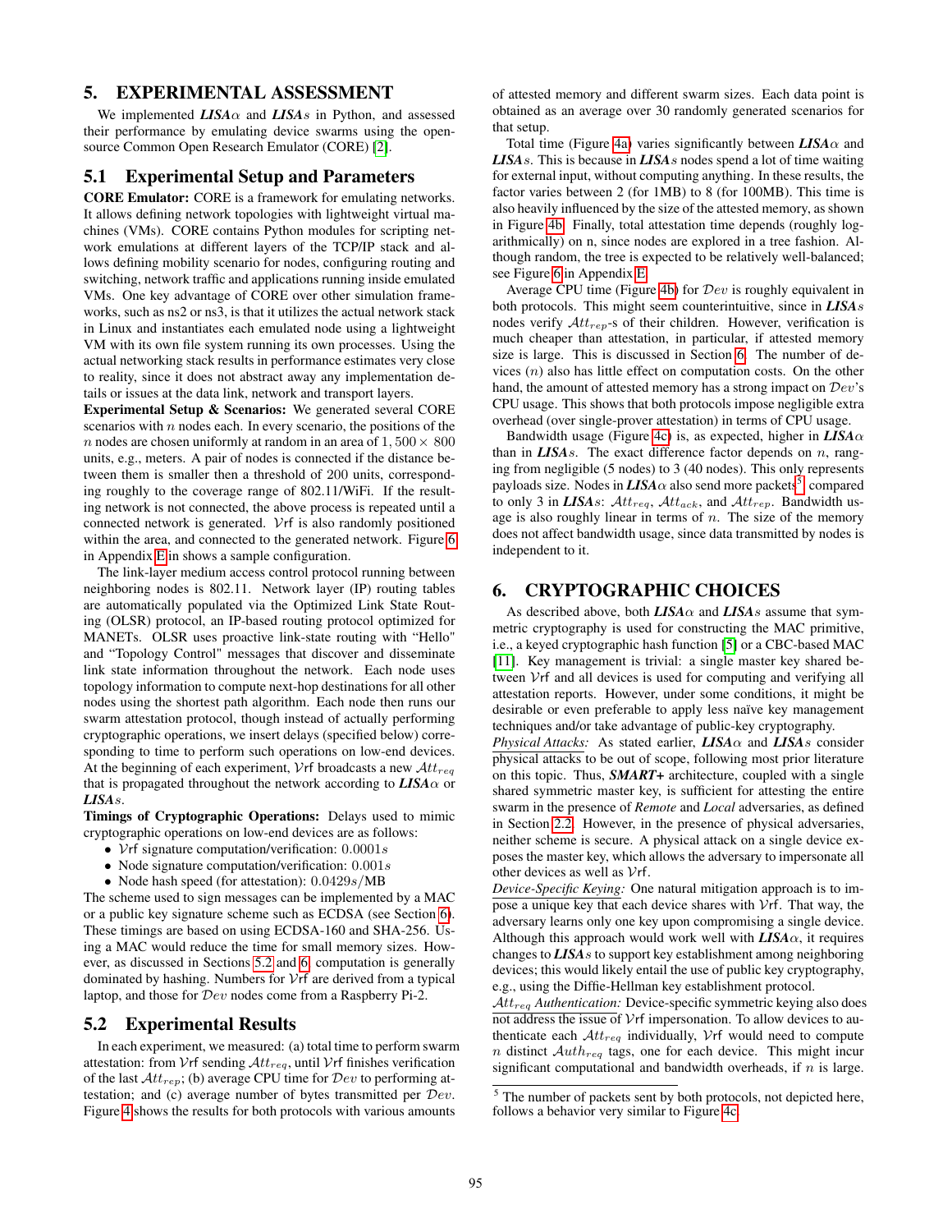## 5. EXPERIMENTAL ASSESSMENT

We implemented ***LISA***$\alpha$ and ***LISA***$s$ in Python, and assessed their performance by emulating device swarms using the open-source Common Open Research Emulator (CORE) [2].

### 5.1 Experimental Setup and Parameters

**CORE Emulator:** CORE is a framework for emulating networks. It allows defining network topologies with lightweight virtual machines (VMs). CORE contains Python modules for scripting network emulations at different layers of the TCP/IP stack and allows defining mobility scenario for nodes, configuring routing and switching, network traffic and applications running inside emulated VMs. One key advantage of CORE over other simulation frameworks, such as ns2 or ns3, is that it utilizes the actual network stack in Linux and instantiates each emulated node using a lightweight VM with its own file system running its own processes. Using the actual networking stack results in performance estimates very close to reality, since it does not abstract away any implementation details or issues at the data link, network and transport layers.

**Experimental Setup & Scenarios:** We generated several CORE scenarios with $n$ nodes each. In every scenario, the positions of the $n$ nodes are chosen uniformly at random in an area of $1,500 \times 800$ units, e.g., meters. A pair of nodes is connected if the distance between them is smaller then a threshold of 200 units, corresponding roughly to the coverage range of 802.11/WiFi. If the resulting network is not connected, the above process is repeated until a connected network is generated. $\mathcal{V}$rf is also randomly positioned within the area, and connected to the generated network. Figure 6 in Appendix E in shows a sample configuration.

The link-layer medium access control protocol running between neighboring nodes is 802.11. Network layer (IP) routing tables are automatically populated via the Optimized Link State Routing (OLSR) protocol, an IP-based routing protocol optimized for MANETs. OLSR uses proactive link-state routing with "Hello" and "Topology Control" messages that discover and disseminate link state information throughout the network. Each node uses topology information to compute next-hop destinations for all other nodes using the shortest path algorithm. Each node then runs our swarm attestation protocol, though instead of actually performing cryptographic operations, we insert delays (specified below) corresponding to time to perform such operations on low-end devices. At the beginning of each experiment, $\mathcal{V}$rf broadcasts a new $\mathcal{A}tt_{req}$ that is propagated throughout the network according to ***LISA***$\alpha$ or ***LISA***$s$.

**Timings of Cryptographic Operations:** Delays used to mimic cryptographic operations on low-end devices are as follows:

- $\mathcal{V}$rf signature computation/verification: $0.0001s$
- Node signature computation/verification: $0.001s$
- Node hash speed (for attestation): $0.0429s$/MB

The scheme used to sign messages can be implemented by a MAC or a public key signature scheme such as ECDSA (see Section 6). These timings are based on using ECDSA-160 and SHA-256. Using a MAC would reduce the time for small memory sizes. However, as discussed in Sections 5.2 and 6, computation is generally dominated by hashing. Numbers for $\mathcal{V}$rf are derived from a typical laptop, and those for $\mathcal{D}ev$ nodes come from a Raspberry Pi-2.

### 5.2 Experimental Results

In each experiment, we measured: (a) total time to perform swarm attestation: from $\mathcal{V}$rf sending $\mathcal{A}tt_{req}$, until $\mathcal{V}$rf finishes verification of the last $\mathcal{A}tt_{rep}$; (b) average CPU time for $\mathcal{D}ev$ to performing attestation; and (c) average number of bytes transmitted per $\mathcal{D}ev$. Figure 4 shows the results for both protocols with various amounts of attested memory and different swarm sizes. Each data point is obtained as an average over 30 randomly generated scenarios for that setup.

Total time (Figure 4a) varies significantly between ***LISA***$\alpha$ and ***LISA***$s$. This is because in ***LISA***$s$ nodes spend a lot of time waiting for external input, without computing anything. In these results, the factor varies between 2 (for 1MB) to 8 (for 100MB). This time is also heavily influenced by the size of the attested memory, as shown in Figure 4b. Finally, total attestation time depends (roughly logarithmically) on n, since nodes are explored in a tree fashion. Although random, the tree is expected to be relatively well-balanced; see Figure 6 in Appendix E.

Average CPU time (Figure 4b) for $\mathcal{D}ev$ is roughly equivalent in both protocols. This might seem counterintuitive, since in ***LISA***$s$ nodes verify $\mathcal{A}tt_{rep}$-s of their children. However, verification is much cheaper than attestation, in particular, if attested memory size is large. This is discussed in Section 6. The number of devices ($n$) also has little effect on computation costs. On the other hand, the amount of attested memory has a strong impact on $\mathcal{D}ev$'s CPU usage. This shows that both protocols impose negligible extra overhead (over single-prover attestation) in terms of CPU usage.

Bandwidth usage (Figure 4c) is, as expected, higher in ***LISA***$\alpha$ than in ***LISA***$s$. The exact difference factor depends on $n$, ranging from negligible (5 nodes) to 3 (40 nodes). This only represents payloads size. Nodes in ***LISA***$\alpha$ also send more packets[5] compared to only 3 in ***LISA***$s$: $\mathcal{A}tt_{req}$, $\mathcal{A}tt_{ack}$, and $\mathcal{A}tt_{rep}$. Bandwidth usage is also roughly linear in terms of $n$. The size of the memory does not affect bandwidth usage, since data transmitted by nodes is independent to it.

## 6. CRYPTOGRAPHIC CHOICES

As described above, both ***LISA***$\alpha$ and ***LISA***$s$ assume that symmetric cryptography is used for constructing the MAC primitive, i.e., a keyed cryptographic hash function [5] or a CBC-based MAC [11]. Key management is trivial: a single master key shared between $\mathcal{V}$rf and all devices is used for computing and verifying all attestation reports. However, under some conditions, it might be desirable or even preferable to apply less naïve key management techniques and/or take advantage of public-key cryptography.

*Physical Attacks:* As stated earlier, ***LISA***$\alpha$ and ***LISA***$s$ consider physical attacks to be out of scope, following most prior literature on this topic. Thus, ***SMART+*** architecture, coupled with a single shared symmetric master key, is sufficient for attesting the entire swarm in the presence of *Remote* and *Local* adversaries, as defined in Section 2.2. However, in the presence of physical adversaries, neither scheme is secure. A physical attack on a single device exposes the master key, which allows the adversary to impersonate all other devices as well as $\mathcal{V}$rf.

*Device-Specific Keying:* One natural mitigation approach is to impose a unique key that each device shares with $\mathcal{V}$rf. That way, the adversary learns only one key upon compromising a single device. Although this approach would work well with ***LISA***$\alpha$, it requires changes to ***LISA***$s$ to support key establishment among neighboring devices; this would likely entail the use of public key cryptography, e.g., using the Diffie-Hellman key establishment protocol.

*$\mathcal{A}tt_{req}$ Authentication:* Device-specific symmetric keying also does not address the issue of $\mathcal{V}$rf impersonation. To allow devices to authenticate each $\mathcal{A}tt_{req}$ individually, $\mathcal{V}$rf would need to compute $n$ distinct $\mathcal{A}uth_{req}$ tags, one for each device. This might incur significant computational and bandwidth overheads, if $n$ is large.

[5] The number of packets sent by both protocols, not depicted here, follows a behavior very similar to Figure 4c.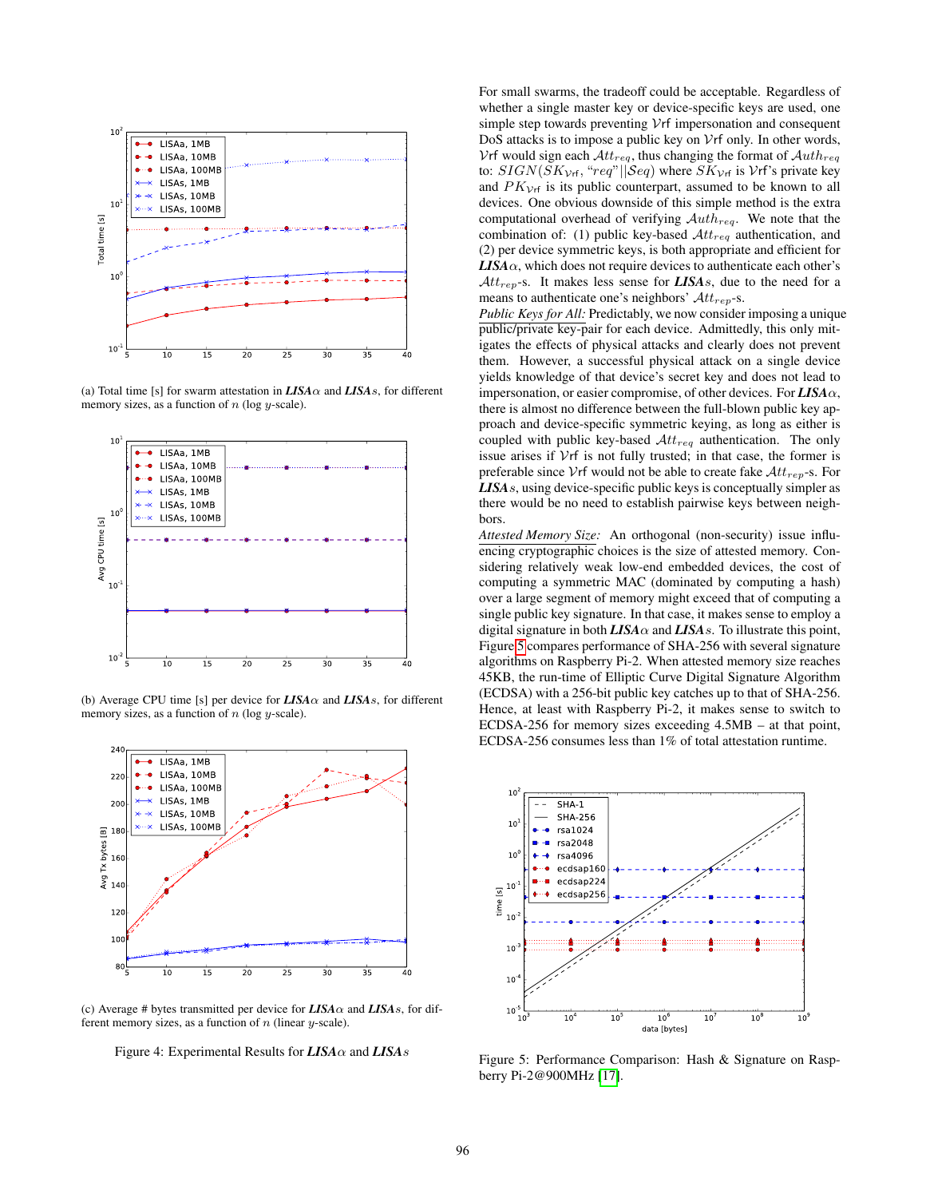$10^2$

$10^1$

$10^0$

$10^{-1}$

Total time [s]

5 10 15 20 25 30 35 40

LISAa, 1MB
LISAa, 10MB
LISAa, 100MB
LISAs, 1MB
LISAs, 10MB
LISAs, 100MB

(a) Total time [s] for swarm attestation in ***LISA***$\alpha$ and ***LISA***$s$, for different memory sizes, as a function of $n$ (log $y$-scale).

$10^1$

$10^0$

$10^{-1}$

$10^{-2}$

Avg CPU time [s]

5 10 15 20 25 30 35 40

LISAa, 1MB
LISAa, 10MB
LISAa, 100MB
LISAs, 1MB
LISAs, 10MB
LISAs, 100MB

(b) Average CPU time [s] per device for ***LISA***$\alpha$ and ***LISA***$s$, for different memory sizes, as a function of $n$ (log $y$-scale).

240
220
200
180
160
140
120
100
80

Avg Tx bytes [B]

5 10 15 20 25 30 35 40

LISAa, 1MB
LISAa, 10MB
LISAa, 100MB
LISAs, 1MB
LISAs, 10MB
LISAs, 100MB

(c) Average # bytes transmitted per device for ***LISA***$\alpha$ and ***LISA***$s$, for different memory sizes, as a function of $n$ (linear $y$-scale).

Figure 4: Experimental Results for ***LISA***$\alpha$ and ***LISA***$s$

For small swarms, the tradeoff could be acceptable. Regardless of whether a single master key or device-specific keys are used, one simple step towards preventing $\mathcal{V}$rf impersonation and consequent DoS attacks is to impose a public key on $\mathcal{V}$rf only. In other words, $\mathcal{V}$rf would sign each $Att_{req}$, thus changing the format of $Auth_{req}$ to: $SIGN(SK_{\mathcal{V}rf}, \text{"}req\text{"}||Seq)$ where $SK_{\mathcal{V}rf}$ is $\mathcal{V}$rf's private key and $PK_{\mathcal{V}rf}$ is its public counterpart, assumed to be known to all devices. One obvious downside of this simple method is the extra computational overhead of verifying $Auth_{req}$. We note that the combination of: (1) public key-based $Att_{req}$ authentication, and (2) per device symmetric keys, is both appropriate and efficient for ***LISA***$\alpha$, which does not require devices to authenticate each other's $Att_{rep}$-s. It makes less sense for ***LISA***$s$, due to the need for a means to authenticate one's neighbors' $Att_{rep}$-s.

Public Keys for All: Predictably, we now consider imposing a unique public/private key-pair for each device. Admittedly, this only mitigates the effects of physical attacks and clearly does not prevent them. However, a successful physical attack on a single device yields knowledge of that device's secret key and does not lead to impersonation, or easier compromise, of other devices. For ***LISA***$\alpha$, there is almost no difference between the full-blown public key approach and device-specific symmetric keying, as long as either is coupled with public key-based $Att_{req}$ authentication. The only issue arises if $\mathcal{V}$rf is not fully trusted; in that case, the former is preferable since $\mathcal{V}$rf would not be able to create fake $Att_{rep}$-s. For ***LISA***$s$, using device-specific public keys is conceptually simpler as there would be no need to establish pairwise keys between neighbors.

Attested Memory Size: An orthogonal (non-security) issue influencing cryptographic choices is the size of attested memory. Considering relatively weak low-end embedded devices, the cost of computing a symmetric MAC (dominated by computing a hash) over a large segment of memory might exceed that of computing a single public key signature. In that case, it makes sense to employ a digital signature in both ***LISA***$\alpha$ and ***LISA***$s$. To illustrate this point, Figure 5 compares performance of SHA-256 with several signature algorithms on Raspberry Pi-2. When attested memory size reaches 45KB, the run-time of Elliptic Curve Digital Signature Algorithm (ECDSA) with a 256-bit public key catches up to that of SHA-256. Hence, at least with Raspberry Pi-2, it makes sense to switch to ECDSA-256 for memory sizes exceeding 4.5MB – at that point, ECDSA-256 consumes less than 1% of total attestation runtime.

$10^2$
$10^1$
$10^0$
$10^{-1}$
$10^{-2}$
$10^{-3}$
$10^{-4}$
$10^{-5}$

time [s]

$10^3$ $10^4$ $10^5$ $10^6$ $10^7$ $10^8$ $10^9$

data [bytes]

SHA-1
SHA-256
rsa1024
rsa2048
rsa4096
ecdsap160
ecdsap224
ecdsap256

Figure 5: Performance Comparison: Hash & Signature on Raspberry Pi-2@900MHz [17].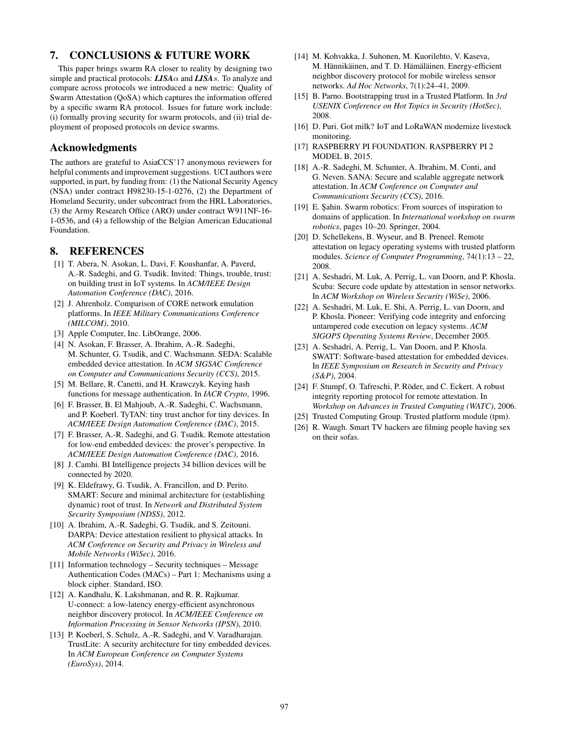## 7. CONCLUSIONS & FUTURE WORK

This paper brings swarm RA closer to reality by designing two simple and practical protocols: ***LISA***$\alpha$ and ***LISA***$s$. To analyze and compare across protocols we introduced a new metric: Quality of Swarm Attestation (QoSA) which captures the information offered by a specific swarm RA protocol. Issues for future work include: (i) formally proving security for swarm protocols, and (ii) trial deployment of proposed protocols on device swarms.

## Acknowledgments

The authors are grateful to AsiaCCS'17 anonymous reviewers for helpful comments and improvement suggestions. UCI authors were supported, in part, by funding from: (1) the National Security Agency (NSA) under contract H98230-15-1-0276, (2) the Department of Homeland Security, under subcontract from the HRL Laboratories, (3) the Army Research Office (ARO) under contract W911NF-16-1-0536, and (4) a fellowship of the Belgian American Educational Foundation.

## 8. REFERENCES

[1] T. Abera, N. Asokan, L. Davi, F. Koushanfar, A. Paverd, A.-R. Sadeghi, and G. Tsudik. Invited: Things, trouble, trust: on building trust in IoT systems. In *ACM/IEEE Design Automation Conference (DAC)*, 2016.

[2] J. Ahrenholz. Comparison of CORE network emulation platforms. In *IEEE Military Communications Conference (MILCOM)*, 2010.

[3] Apple Computer, Inc. LibOrange, 2006.

[4] N. Asokan, F. Brasser, A. Ibrahim, A.-R. Sadeghi, M. Schunter, G. Tsudik, and C. Wachsmann. SEDA: Scalable embedded device attestation. In *ACM SIGSAC Conference on Computer and Communications Security (CCS)*, 2015.

[5] M. Bellare, R. Canetti, and H. Krawczyk. Keying hash functions for message authentication. In *IACR Crypto*, 1996.

[6] F. Brasser, B. El Mahjoub, A.-R. Sadeghi, C. Wachsmann, and P. Koeberl. TyTAN: tiny trust anchor for tiny devices. In *ACM/IEEE Design Automation Conference (DAC)*, 2015.

[7] F. Brasser, A.-R. Sadeghi, and G. Tsudik. Remote attestation for low-end embedded devices: the prover's perspective. In *ACM/IEEE Design Automation Conference (DAC)*, 2016.

[8] J. Camhi. BI Intelligence projects 34 billion devices will be connected by 2020.

[9] K. Eldefrawy, G. Tsudik, A. Francillon, and D. Perito. SMART: Secure and minimal architecture for (establishing dynamic) root of trust. In *Network and Distributed System Security Symposium (NDSS)*, 2012.

[10] A. Ibrahim, A.-R. Sadeghi, G. Tsudik, and S. Zeitouni. DARPA: Device attestation resilient to physical attacks. In *ACM Conference on Security and Privacy in Wireless and Mobile Networks (WiSec)*, 2016.

[11] Information technology – Security techniques – Message Authentication Codes (MACs) – Part 1: Mechanisms using a block cipher. Standard, ISO.

[12] A. Kandhalu, K. Lakshmanan, and R. R. Rajkumar. U-connect: a low-latency energy-efficient asynchronous neighbor discovery protocol. In *ACM/IEEE Conference on Information Processing in Sensor Networks (IPSN)*, 2010.

[13] P. Koeberl, S. Schulz, A.-R. Sadeghi, and V. Varadharajan. TrustLite: A security architecture for tiny embedded devices. In *ACM European Conference on Computer Systems (EuroSys)*, 2014.

[14] M. Kohvakka, J. Suhonen, M. Kuorilehto, V. Kaseva, M. Hännikäinen, and T. D. Hämäläinen. Energy-efficient neighbor discovery protocol for mobile wireless sensor networks. *Ad Hoc Networks*, 7(1):24–41, 2009.

[15] B. Parno. Bootstrapping trust in a Trusted Platform. In *3rd USENIX Conference on Hot Topics in Security (HotSec)*, 2008.

[16] D. Puri. Got milk? IoT and LoRaWAN modernize livestock monitoring.

[17] RASPBERRY PI FOUNDATION. RASPBERRY PI 2 MODEL B, 2015.

[18] A.-R. Sadeghi, M. Schunter, A. Ibrahim, M. Conti, and G. Neven. SANA: Secure and scalable aggregate network attestation. In *ACM Conference on Computer and Communications Security (CCS)*, 2016.

[19] E. Şahin. Swarm robotics: From sources of inspiration to domains of application. In *International workshop on swarm robotics*, pages 10–20. Springer, 2004.

[20] D. Schellekens, B. Wyseur, and B. Preneel. Remote attestation on legacy operating systems with trusted platform modules. *Science of Computer Programming*, 74(1):13 – 22, 2008.

[21] A. Seshadri, M. Luk, A. Perrig, L. van Doorn, and P. Khosla. Scuba: Secure code update by attestation in sensor networks. In *ACM Workshop on Wireless Security (WiSe)*, 2006.

[22] A. Seshadri, M. Luk, E. Shi, A. Perrig, L. van Doorn, and P. Khosla. Pioneer: Verifying code integrity and enforcing untampered code execution on legacy systems. *ACM SIGOPS Operating Systems Review*, December 2005.

[23] A. Seshadri, A. Perrig, L. Van Doorn, and P. Khosla. SWATT: Software-based attestation for embedded devices. In *IEEE Symposium on Research in Security and Privacy (S&P)*, 2004.

[24] F. Stumpf, O. Tafreschi, P. Röder, and C. Eckert. A robust integrity reporting protocol for remote attestation. In *Workshop on Advances in Trusted Computing (WATC)*, 2006.

[25] Trusted Computing Group. Trusted platform module (tpm).

[26] R. Waugh. Smart TV hackers are filming people having sex on their sofas.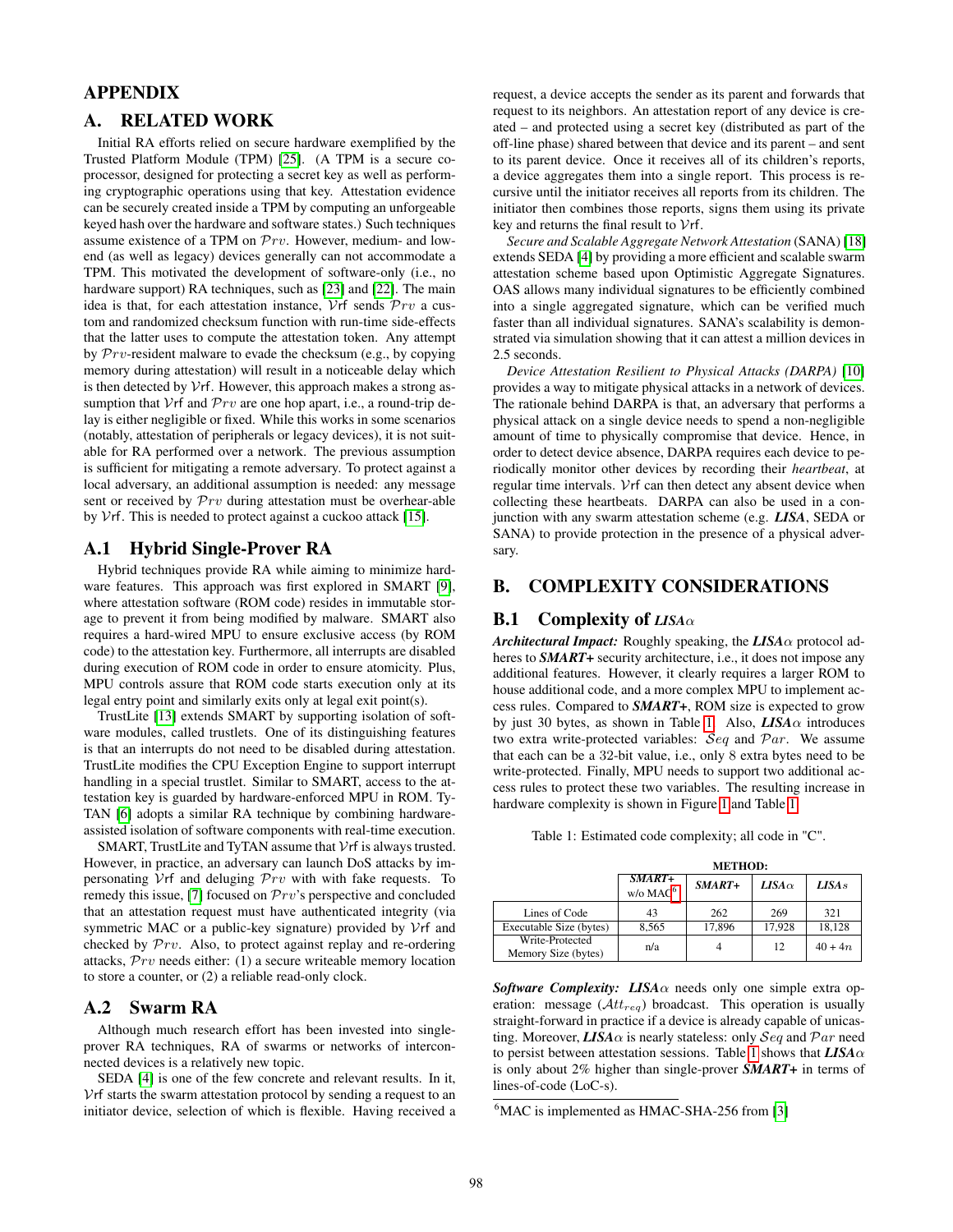# APPENDIX

## A. RELATED WORK

Initial RA efforts relied on secure hardware exemplified by the Trusted Platform Module (TPM) [25]. (A TPM is a secure co-processor, designed for protecting a secret key as well as performing cryptographic operations using that key. Attestation evidence can be securely created inside a TPM by computing an unforgeable keyed hash over the hardware and software states.) Such techniques assume existence of a TPM on $\mathcal{P}rv$. However, medium- and low-end (as well as legacy) devices generally can not accommodate a TPM. This motivated the development of software-only (i.e., no hardware support) RA techniques, such as [23] and [22]. The main idea is that, for each attestation instance, $\mathcal{V}$rf sends $\mathcal{P}rv$ a custom and randomized checksum function with run-time side-effects that the latter uses to compute the attestation token. Any attempt by $\mathcal{P}rv$-resident malware to evade the checksum (e.g., by copying memory during attestation) will result in a noticeable delay which is then detected by $\mathcal{V}$rf. However, this approach makes a strong assumption that $\mathcal{V}$rf and $\mathcal{P}rv$ are one hop apart, i.e., a round-trip delay is either negligible or fixed. While this works in some scenarios (notably, attestation of peripherals or legacy devices), it is not suitable for RA performed over a network. The previous assumption is sufficient for mitigating a remote adversary. To protect against a local adversary, an additional assumption is needed: any message sent or received by $\mathcal{P}rv$ during attestation must be overhear-able by $\mathcal{V}$rf. This is needed to protect against a cuckoo attack [15].

### A.1 Hybrid Single-Prover RA

Hybrid techniques provide RA while aiming to minimize hardware features. This approach was first explored in SMART [9], where attestation software (ROM code) resides in immutable storage to prevent it from being modified by malware. SMART also requires a hard-wired MPU to ensure exclusive access (by ROM code) to the attestation key. Furthermore, all interrupts are disabled during execution of ROM code in order to ensure atomicity. Plus, MPU controls assure that ROM code starts execution only at its legal entry point and similarly exits only at legal exit point(s).

TrustLite [13] extends SMART by supporting isolation of software modules, called trustlets. One of its distinguishing features is that an interrupts do not need to be disabled during attestation. TrustLite modifies the CPU Exception Engine to support interrupt handling in a special trustlet. Similar to SMART, access to the attestation key is guarded by hardware-enforced MPU in ROM. TyTAN [6] adopts a similar RA technique by combining hardware-assisted isolation of software components with real-time execution.

SMART, TrustLite and TyTAN assume that $\mathcal{V}$rf is always trusted. However, in practice, an adversary can launch DoS attacks by impersonating $\mathcal{V}$rf and deluging $\mathcal{P}rv$ with fake requests. To remedy this issue, [7] focused on $\mathcal{P}rv$'s perspective and concluded that an attestation request must have authenticated integrity (via symmetric MAC or a public-key signature) provided by $\mathcal{V}$rf and checked by $\mathcal{P}rv$. Also, to protect against replay and re-ordering attacks, $\mathcal{P}rv$ needs either: (1) a secure writeable memory location to store a counter, or (2) a reliable read-only clock.

### A.2 Swarm RA

Although much research effort has been invested into single-prover RA techniques, RA of swarms or networks of interconnected devices is a relatively new topic.

SEDA [4] is one of the few concrete and relevant results. In it, $\mathcal{V}$rf starts the swarm attestation protocol by sending a request to an initiator device, selection of which is flexible. Having received a request, a device accepts the sender as its parent and forwards that request to its neighbors. An attestation report of any device is created – and protected using a secret key (distributed as part of the off-line phase) shared between that device and its parent – and sent to its parent device. Once it receives all of its children's reports, a device aggregates them into a single report. This process is recursive until the initiator receives all reports from its children. The initiator then combines those reports, signs them using its private key and returns the final result to $\mathcal{V}$rf.

*Secure and Scalable Aggregate Network Attestation* (SANA) [18] extends SEDA [4] by providing a more efficient and scalable swarm attestation scheme based upon Optimistic Aggregate Signatures. OAS allows many individual signatures to be efficiently combined into a single aggregated signature, which can be verified much faster than all individual signatures. SANA's scalability is demonstrated via simulation showing that it can attest a million devices in 2.5 seconds.

*Device Attestation Resilient to Physical Attacks (DARPA)* [10] provides a way to mitigate physical attacks in a network of devices. The rationale behind DARPA is that, an adversary that performs a physical attack on a single device needs to spend a non-negligible amount of time to physically compromise that device. Hence, in order to detect device absence, DARPA requires each device to periodically monitor other devices by recording their *heartbeat*, at regular time intervals. $\mathcal{V}$rf can then detect any absent device when collecting these heartbeats. DARPA can also be used in a conjunction with any swarm attestation scheme (e.g. ***LISA***, SEDA or SANA) to provide protection in the presence of a physical adversary.

## B. COMPLEXITY CONSIDERATIONS

### B.1 Complexity of *LISA*$\alpha$

***Architectural Impact:*** Roughly speaking, the ***LISA***$\alpha$ protocol adheres to ***SMART+*** security architecture, i.e., it does not impose any additional features. However, it clearly requires a larger ROM to house additional code, and a more complex MPU to implement access rules. Compared to ***SMART+***, ROM size is expected to grow by just 30 bytes, as shown in Table 1. Also, ***LISA***$\alpha$ introduces two extra write-protected variables: $\mathcal{S}eq$ and $\mathcal{P}ar$. We assume that each can be a 32-bit value, i.e., only 8 extra bytes need to be write-protected. Finally, MPU needs to support two additional access rules to protect these two variables. The resulting increase in hardware complexity is shown in Figure 1 and Table 1.

Table 1: Estimated code complexity; all code in "C".

| | METHOD: | | | |
|---|---|---|---|---|
| | ***SMART+*** w/o MAC[6] | ***SMART+*** | ***LISA***$\alpha$ | ***LISA***$s$ |
| Lines of Code | 43 | 262 | 269 | 321 |
| Executable Size (bytes) | 8,565 | 17,896 | 17,928 | 18,128 |
| Write-Protected Memory Size (bytes) | n/a | 4 | 12 | $40 + 4n$ |

***Software Complexity:*** ***LISA***$\alpha$ needs only one simple extra operation: message ($\mathcal{A}tt_{req}$) broadcast. This operation is usually straight-forward in practice if a device is already capable of unicasting. Moreover, ***LISA***$\alpha$ is nearly stateless: only $\mathcal{S}eq$ and $\mathcal{P}ar$ need to persist between attestation sessions. Table 1 shows that ***LISA***$\alpha$ is only about 2% higher than single-prover ***SMART+*** in terms of lines-of-code (LoC-s).

[6] MAC is implemented as HMAC-SHA-256 from [3]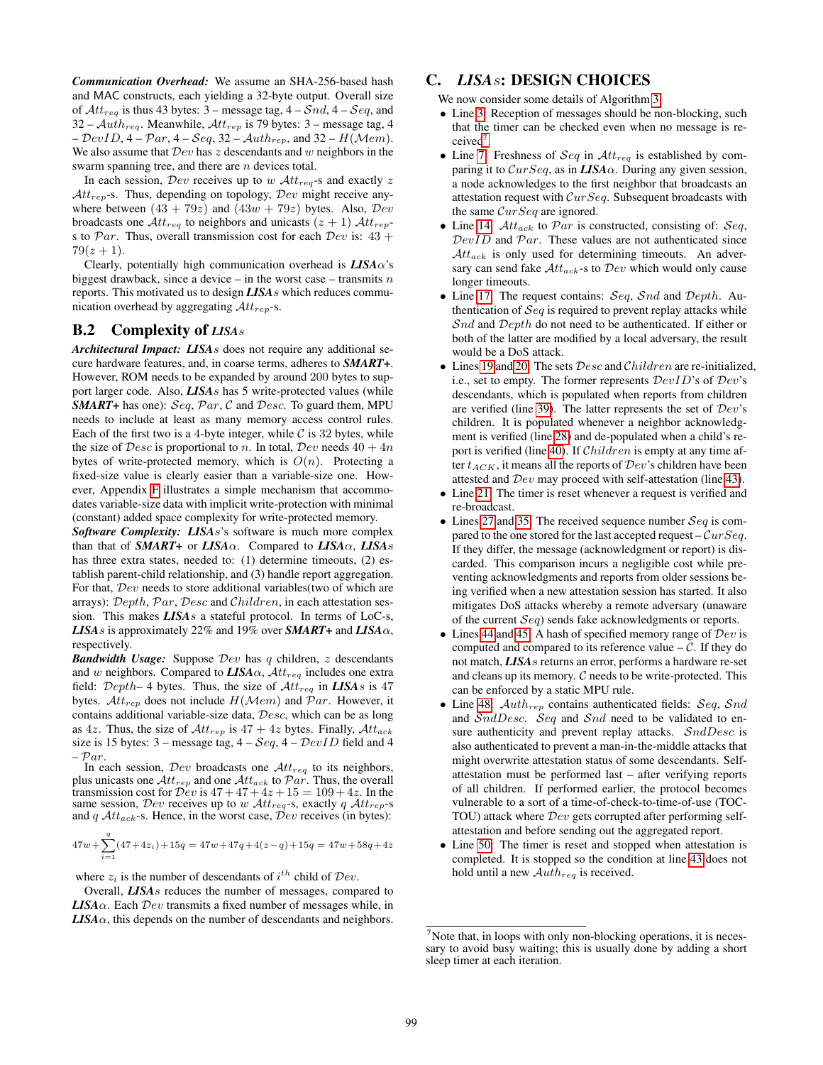***Communication Overhead:*** We assume an SHA-256-based hash and MAC constructs, each yielding a 32-byte output. Overall size of $\mathcal{A}tt_{req}$ is thus 43 bytes: 3 – message tag, 4 – $\mathcal{S}nd$, 4 – $\mathcal{S}eq$, and 32 – $\mathcal{A}uth_{req}$. Meanwhile, $\mathcal{A}tt_{rep}$ is 79 bytes: 3 – message tag, 4 – $\mathcal{D}evID$, 4 – $\mathcal{P}ar$, 4 – $\mathcal{S}eq$, 32 – $\mathcal{A}uth_{rep}$, and 32 – $H(\mathcal{M}em)$. We also assume that $\mathcal{D}ev$ has $z$ descendants and $w$ neighbors in the swarm spanning tree, and there are $n$ devices total.

In each session, $\mathcal{D}ev$ receives up to $w$ $\mathcal{A}tt_{req}$-s and exactly $z$ $\mathcal{A}tt_{rep}$-s. Thus, depending on topology, $\mathcal{D}ev$ might receive anywhere between $(43 + 79z)$ and $(43w + 79z)$ bytes. Also, $\mathcal{D}ev$ broadcasts one $\mathcal{A}tt_{req}$ to neighbors and unicasts $(z + 1)$ $\mathcal{A}tt_{rep}$-s to $\mathcal{P}ar$. Thus, overall transmission cost for each $\mathcal{D}ev$ is: $43 + 79(z + 1)$.

Clearly, potentially high communication overhead is ***LISA***$\alpha$'s biggest drawback, since a device – in the worst case – transmits $n$ reports. This motivated us to design ***LISA***$s$ which reduces communication overhead by aggregating $\mathcal{A}tt_{rep}$-s.

## B.2 Complexity of *LISA*$s$

***Architectural Impact:*** ***LISA***$s$ does not require any additional secure hardware features, and, in coarse terms, adheres to ***SMART+***. However, ROM needs to be expanded by around 200 bytes to support larger code. Also, ***LISA***$s$ has 5 write-protected values (while ***SMART+*** has one): $\mathcal{S}eq$, $\mathcal{P}ar$, $\mathcal{C}$ and $\mathcal{D}esc$. To guard them, MPU needs to include at least as many memory access control rules. Each of the first two is a 4-byte integer, while $\mathcal{C}$ is 32 bytes, while the size of $\mathcal{D}esc$ is proportional to $n$. In total, $\mathcal{D}ev$ needs $40 + 4n$ bytes of write-protected memory, which is $O(n)$. Protecting a fixed-size value is clearly easier than a variable-size one. However, Appendix F illustrates a simple mechanism that accommodates variable-size data with implicit write-protection with minimal (constant) added space complexity for write-protected memory.

***Software Complexity:*** ***LISA***$s$'s software is much more complex than that of ***SMART+*** or ***LISA***$\alpha$. Compared to ***LISA***$\alpha$, ***LISA***$s$ has three extra states, needed to: (1) determine timeouts, (2) establish parent-child relationship, and (3) handle report aggregation. For that, $\mathcal{D}ev$ needs to store additional variables(two of which are arrays): $\mathcal{D}epth$, $\mathcal{P}ar$, $\mathcal{D}esc$ and $\mathcal{C}hildren$, in each attestation session. This makes ***LISA***$s$ a stateful protocol. In terms of LoC-s, ***LISA***$s$ is approximately 22% and 19% over ***SMART+*** and ***LISA***$\alpha$, respectively.

***Bandwidth Usage:*** Suppose $\mathcal{D}ev$ has $q$ children, $z$ descendants and $w$ neighbors. Compared to ***LISA***$\alpha$, $\mathcal{A}tt_{req}$ includes one extra field: $\mathcal{D}epth$– 4 bytes. Thus, the size of $\mathcal{A}tt_{req}$ in ***LISA***$s$ is 47 bytes. $\mathcal{A}tt_{rep}$ does not include $H(\mathcal{M}em)$ and $\mathcal{P}ar$. However, it contains additional variable-size data, $\mathcal{D}esc$, which can be as long as $4z$. Thus, the size of $\mathcal{A}tt_{rep}$ is $47 + 4z$ bytes. Finally, $\mathcal{A}tt_{ack}$ size is 15 bytes: 3 – message tag, 4 – $\mathcal{S}eq$, 4 – $\mathcal{D}evID$ field and 4 – $\mathcal{P}ar$.

In each session, $\mathcal{D}ev$ broadcasts one $\mathcal{A}tt_{req}$ to its neighbors, plus unicasts one $\mathcal{A}tt_{rep}$ and one $\mathcal{A}tt_{ack}$ to $\mathcal{P}ar$. Thus, the overall transmission cost for $\mathcal{D}ev$ is $47 + 47 + 4z + 15 = 109 + 4z$. In the same session, $\mathcal{D}ev$ receives up to $w$ $\mathcal{A}tt_{req}$-s, exactly $q$ $\mathcal{A}tt_{rep}$-s and $q$ $\mathcal{A}tt_{ack}$-s. Hence, in the worst case, $\mathcal{D}ev$ receives (in bytes):

$$47w + \sum_{i=1}^{q}(47 + 4z_i) + 15q = 47w + 47q + 4(z - q) + 15q = 47w + 58q + 4z$$

where $z_i$ is the number of descendants of $i^{th}$ child of $\mathcal{D}ev$.

Overall, ***LISA***$s$ reduces the number of messages, compared to ***LISA***$\alpha$. Each $\mathcal{D}ev$ transmits a fixed number of messages while, in ***LISA***$\alpha$, this depends on the number of descendants and neighbors.

# C. *LISA*$s$: DESIGN CHOICES

We now consider some details of Algorithm 3.

- Line 3. Reception of messages should be non-blocking, such that the timer can be checked even when no message is received[7].
- Line 7. Freshness of $\mathcal{S}eq$ in $\mathcal{A}tt_{req}$ is established by comparing it to $\mathcal{C}ur\mathcal{S}eq$, as in ***LISA***$\alpha$. During any given session, a node acknowledges to the first neighbor that broadcasts an attestation request with $\mathcal{C}ur\mathcal{S}eq$. Subsequent broadcasts with the same $\mathcal{C}ur\mathcal{S}eq$ are ignored.
- Line 14. $\mathcal{A}tt_{ack}$ to $\mathcal{P}ar$ is constructed, consisting of: $\mathcal{S}eq$, $\mathcal{D}evID$ and $\mathcal{P}ar$. These values are not authenticated since $\mathcal{A}tt_{ack}$ is only used for determining timeouts. An adversary can send fake $\mathcal{A}tt_{ack}$-s to $\mathcal{D}ev$ which would only cause longer timeouts.
- Line 17. The request contains: $\mathcal{S}eq$, $\mathcal{S}nd$ and $\mathcal{D}epth$. Authentication of $\mathcal{S}eq$ is required to prevent replay attacks while $\mathcal{S}nd$ and $\mathcal{D}epth$ do not need to be authenticated. If either or both of the latter are modified by a local adversary, the result would be a DoS attack.
- Lines 19 and 20. The sets $\mathcal{D}esc$ and $\mathcal{C}hildren$ are re-initialized, i.e., set to empty. The former represents $\mathcal{D}evID$'s of $\mathcal{D}ev$'s descendants, which is populated when reports from children are verified (line 39). The latter represents the set of $\mathcal{D}ev$'s children. It is populated whenever a neighbor acknowledgment is verified (line 28) and de-populated when a child's report is verified (line 40). If $\mathcal{C}hildren$ is empty at any time after $t_{ACK}$, it means all the reports of $\mathcal{D}ev$'s children have been attested and $\mathcal{D}ev$ may proceed with self-attestation (line 43).
- Line 21. The timer is reset whenever a request is verified and re-broadcast.
- Lines 27 and 35. The received sequence number $\mathcal{S}eq$ is compared to the one stored for the last accepted request – $\mathcal{C}ur\mathcal{S}eq$. If they differ, the message (acknowledgment or report) is discarded. This comparison incurs a negligible cost while preventing acknowledgments and reports from older sessions being verified when a new attestation session has started. It also mitigates DoS attacks whereby a remote adversary (unaware of the current $\mathcal{S}eq$) sends fake acknowledgments or reports.
- Lines 44 and 45. A hash of specified memory range of $\mathcal{D}ev$ is computed and compared to its reference value – $\mathcal{C}$. If they do not match, ***LISA***$s$ returns an error, performs a hardware re-set and cleans up its memory. $\mathcal{C}$ needs to be write-protected. This can be enforced by a static MPU rule.
- Line 48. $\mathcal{A}uth_{rep}$ contains authenticated fields: $\mathcal{S}eq$, $\mathcal{S}nd$ and $\mathcal{S}nd\mathcal{D}esc$. $\mathcal{S}eq$ and $\mathcal{S}nd$ need to be validated to ensure authenticity and prevent replay attacks. $\mathcal{S}nd\mathcal{D}esc$ is also authenticated to prevent a man-in-the-middle attacks that might overwrite attestation status of some descendants. Self-attestation must be performed last – after verifying reports of all children. If performed earlier, the protocol becomes vulnerable to a sort of a time-of-check-to-time-of-use (TOCTOU) attack where $\mathcal{D}ev$ gets corrupted after performing self-attestation and before sending out the aggregated report.
- Line 50. The timer is reset and stopped when attestation is completed. It is stopped so the condition at line 43 does not hold until a new $\mathcal{A}uth_{req}$ is received.

[7] Note that, in loops with only non-blocking operations, it is necessary to avoid busy waiting; this is usually done by adding a short sleep timer at each iteration.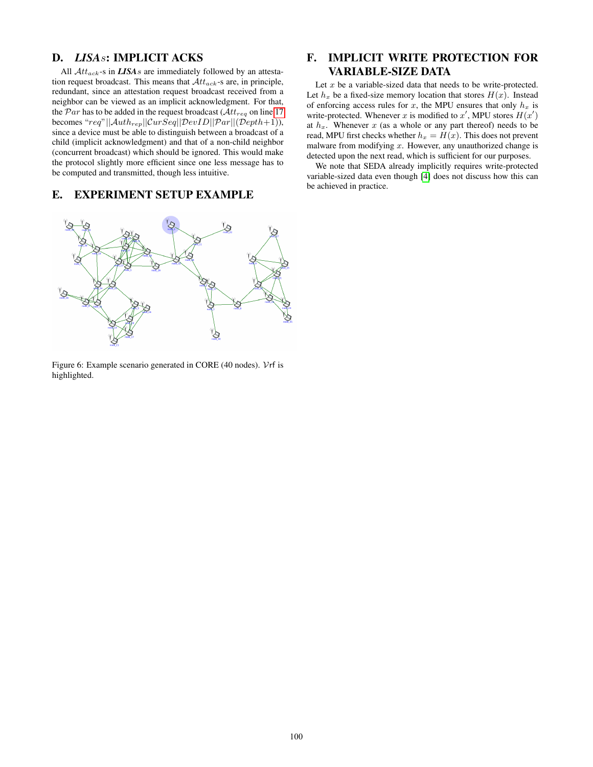## D. *LISAs*: IMPLICIT ACKS

All $\mathcal{A}tt_{ack}$-s in ***LISA****s* are immediately followed by an attestation request broadcast. This means that $\mathcal{A}tt_{ack}$-s are, in principle, redundant, since an attestation request broadcast received from a neighbor can be viewed as an implicit acknowledgment. For that, the $\mathcal{P}ar$ has to be added in the request broadcast ($\mathcal{A}tt_{req}$ on line 17 becomes "$req$"$||\mathcal{A}uth_{rep}||\mathcal{C}urSeq||\mathcal{D}evID||\mathcal{P}ar||(\mathcal{D}epth{+}1)$), since a device must be able to distinguish between a broadcast of a child (implicit acknowledgment) and that of a non-child neighbor (concurrent broadcast) which should be ignored. This would make the protocol slightly more efficient since one less message has to be computed and transmitted, though less intuitive.

## E. EXPERIMENT SETUP EXAMPLE

Figure 6: Example scenario generated in CORE (40 nodes). $\mathcal{V}$rf is highlighted.

## F. IMPLICIT WRITE PROTECTION FOR VARIABLE-SIZE DATA

Let $x$ be a variable-sized data that needs to be write-protected. Let $h_x$ be a fixed-size memory location that stores $H(x)$. Instead of enforcing access rules for $x$, the MPU ensures that only $h_x$ is write-protected. Whenever $x$ is modified to $x'$, MPU stores $H(x')$ at $h_x$. Whenever $x$ (as a whole or any part thereof) needs to be read, MPU first checks whether $h_x = H(x)$. This does not prevent malware from modifying $x$. However, any unauthorized change is detected upon the next read, which is sufficient for our purposes.

We note that SEDA already implicitly requires write-protected variable-sized data even though [4] does not discuss how this can be achieved in practice.